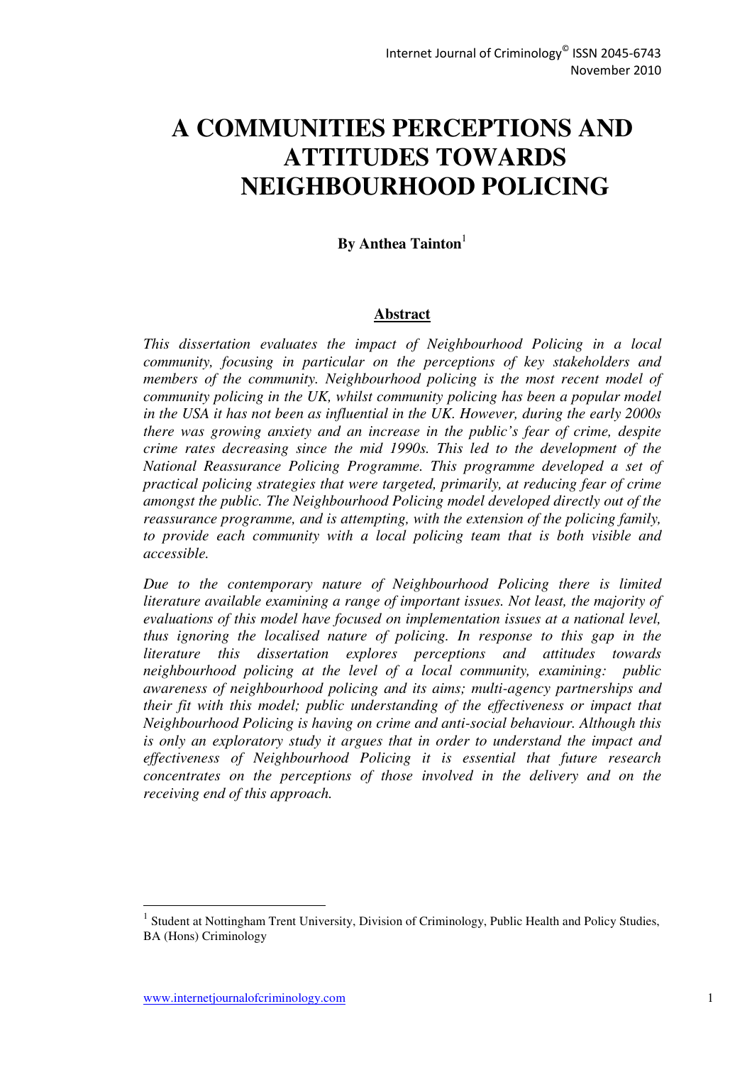# A COMMUNITIES PERCEPTIONS AND ATTITUDES TOWARDS NEIGHBOURHOOD POLICING

**By Anthea Tainton**[1]

## Abstract

*This dissertation evaluates the impact of Neighbourhood Policing in a local community, focusing in particular on the perceptions of key stakeholders and members of the community. Neighbourhood policing is the most recent model of community policing in the UK, whilst community policing has been a popular model in the USA it has not been as influential in the UK. However, during the early 2000s there was growing anxiety and an increase in the public's fear of crime, despite crime rates decreasing since the mid 1990s. This led to the development of the National Reassurance Policing Programme. This programme developed a set of practical policing strategies that were targeted, primarily, at reducing fear of crime amongst the public. The Neighbourhood Policing model developed directly out of the reassurance programme, and is attempting, with the extension of the policing family, to provide each community with a local policing team that is both visible and accessible.*

*Due to the contemporary nature of Neighbourhood Policing there is limited literature available examining a range of important issues. Not least, the majority of evaluations of this model have focused on implementation issues at a national level, thus ignoring the localised nature of policing. In response to this gap in the literature this dissertation explores perceptions and attitudes towards neighbourhood policing at the level of a local community, examining: public awareness of neighbourhood policing and its aims; multi-agency partnerships and their fit with this model; public understanding of the effectiveness or impact that Neighbourhood Policing is having on crime and anti-social behaviour. Although this is only an exploratory study it argues that in order to understand the impact and effectiveness of Neighbourhood Policing it is essential that future research concentrates on the perceptions of those involved in the delivery and on the receiving end of this approach.*

[1] Student at Nottingham Trent University, Division of Criminology, Public Health and Policy Studies, BA (Hons) Criminology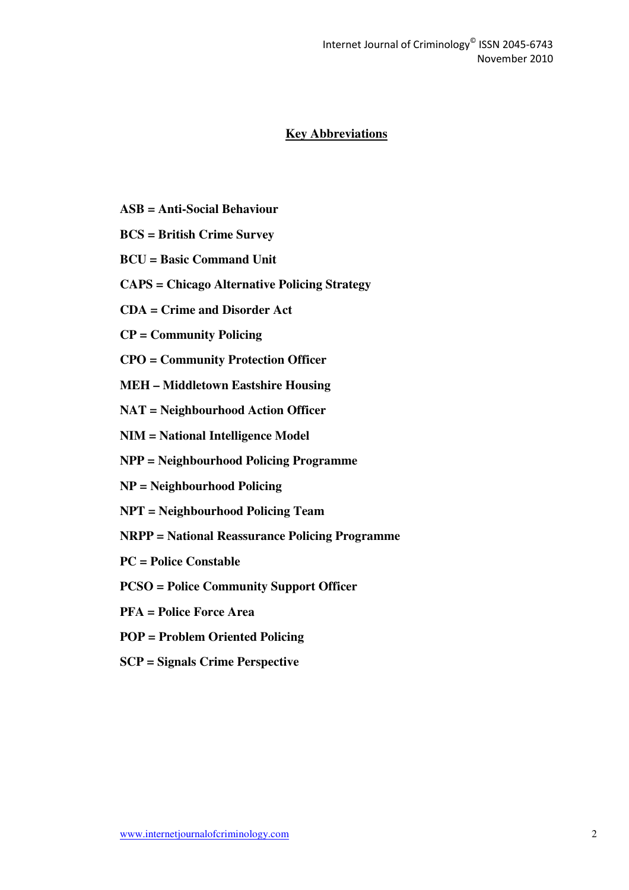## Key Abbreviations

**ASB = Anti-Social Behaviour**

**BCS = British Crime Survey**

**BCU = Basic Command Unit**

**CAPS = Chicago Alternative Policing Strategy**

**CDA = Crime and Disorder Act**

**CP = Community Policing**

**CPO = Community Protection Officer**

**MEH – Middletown Eastshire Housing**

**NAT = Neighbourhood Action Officer**

**NIM = National Intelligence Model**

**NPP = Neighbourhood Policing Programme**

**NP = Neighbourhood Policing**

**NPT = Neighbourhood Policing Team**

**NRPP = National Reassurance Policing Programme**

**PC = Police Constable**

**PCSO = Police Community Support Officer**

**PFA = Police Force Area**

**POP = Problem Oriented Policing**

**SCP = Signals Crime Perspective**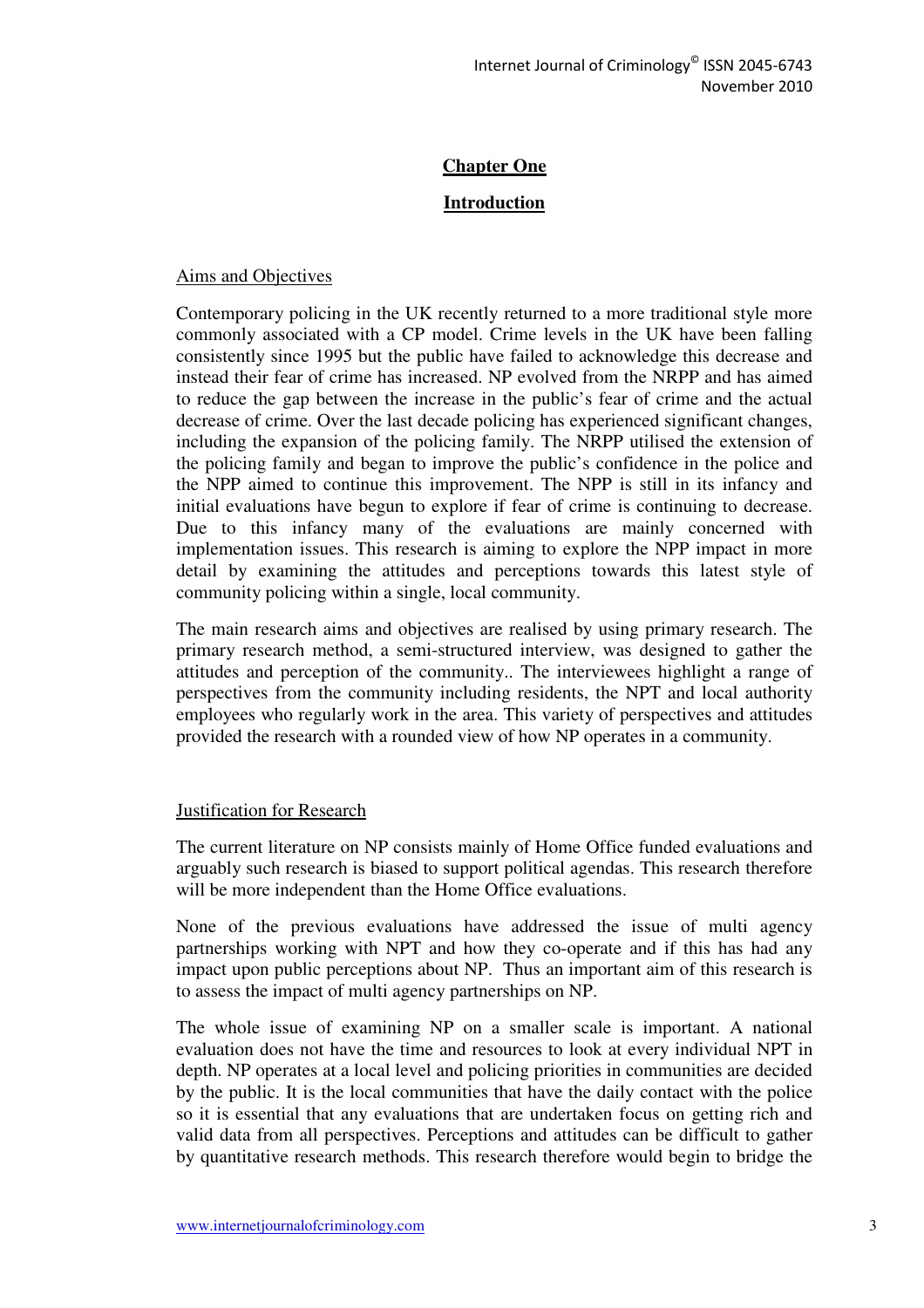## Chapter One

## Introduction

Aims and Objectives

Contemporary policing in the UK recently returned to a more traditional style more commonly associated with a CP model. Crime levels in the UK have been falling consistently since 1995 but the public have failed to acknowledge this decrease and instead their fear of crime has increased. NP evolved from the NRPP and has aimed to reduce the gap between the increase in the public's fear of crime and the actual decrease of crime. Over the last decade policing has experienced significant changes, including the expansion of the policing family. The NRPP utilised the extension of the policing family and began to improve the public's confidence in the police and the NPP aimed to continue this improvement. The NPP is still in its infancy and initial evaluations have begun to explore if fear of crime is continuing to decrease. Due to this infancy many of the evaluations are mainly concerned with implementation issues. This research is aiming to explore the NPP impact in more detail by examining the attitudes and perceptions towards this latest style of community policing within a single, local community.

The main research aims and objectives are realised by using primary research. The primary research method, a semi-structured interview, was designed to gather the attitudes and perception of the community.. The interviewees highlight a range of perspectives from the community including residents, the NPT and local authority employees who regularly work in the area. This variety of perspectives and attitudes provided the research with a rounded view of how NP operates in a community.

Justification for Research

The current literature on NP consists mainly of Home Office funded evaluations and arguably such research is biased to support political agendas. This research therefore will be more independent than the Home Office evaluations.

None of the previous evaluations have addressed the issue of multi agency partnerships working with NPT and how they co-operate and if this has had any impact upon public perceptions about NP. Thus an important aim of this research is to assess the impact of multi agency partnerships on NP.

The whole issue of examining NP on a smaller scale is important. A national evaluation does not have the time and resources to look at every individual NPT in depth. NP operates at a local level and policing priorities in communities are decided by the public. It is the local communities that have the daily contact with the police so it is essential that any evaluations that are undertaken focus on getting rich and valid data from all perspectives. Perceptions and attitudes can be difficult to gather by quantitative research methods. This research therefore would begin to bridge the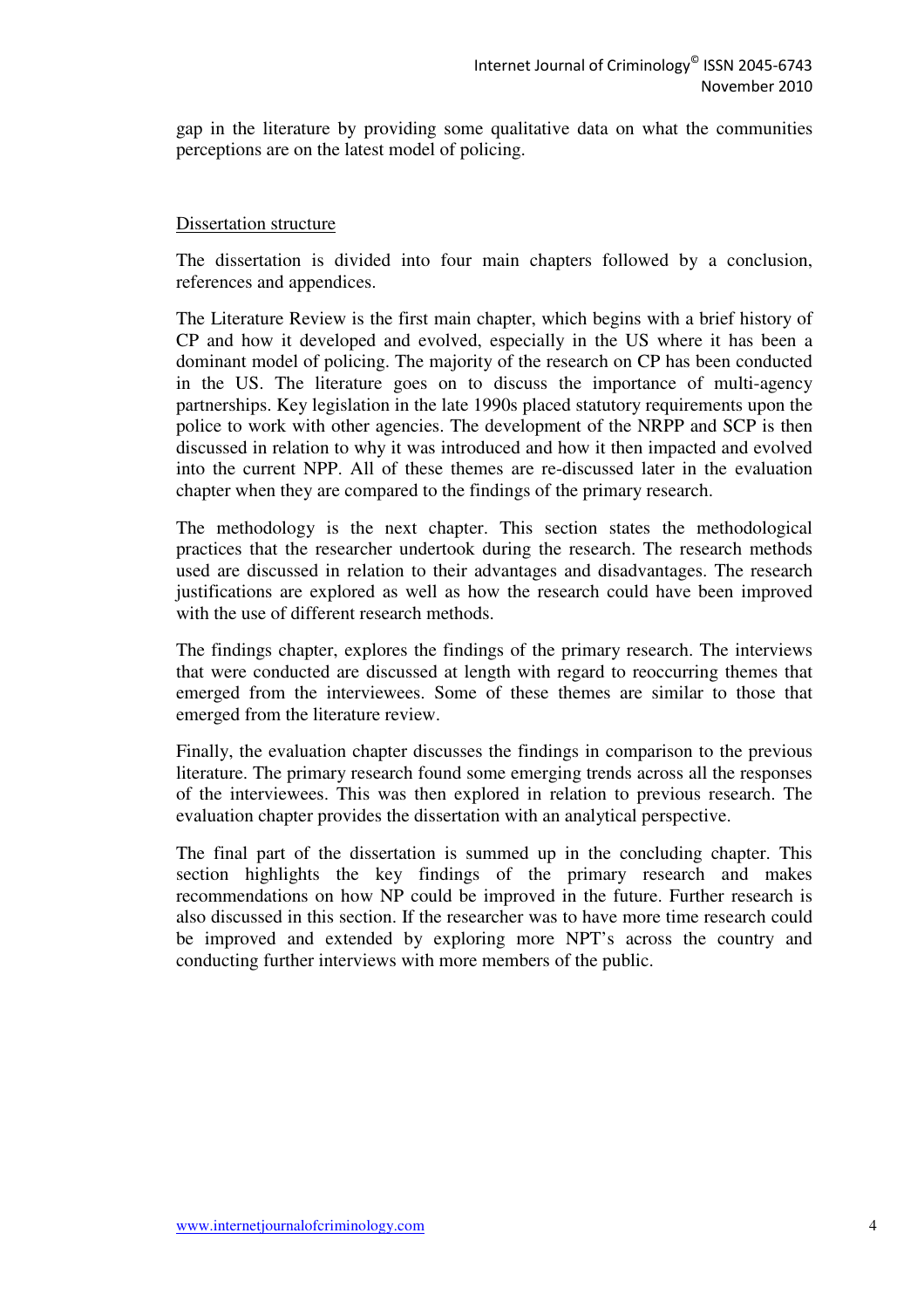gap in the literature by providing some qualitative data on what the communities perceptions are on the latest model of policing.

## Dissertation structure

The dissertation is divided into four main chapters followed by a conclusion, references and appendices.

The Literature Review is the first main chapter, which begins with a brief history of CP and how it developed and evolved, especially in the US where it has been a dominant model of policing. The majority of the research on CP has been conducted in the US. The literature goes on to discuss the importance of multi-agency partnerships. Key legislation in the late 1990s placed statutory requirements upon the police to work with other agencies. The development of the NRPP and SCP is then discussed in relation to why it was introduced and how it then impacted and evolved into the current NPP. All of these themes are re-discussed later in the evaluation chapter when they are compared to the findings of the primary research.

The methodology is the next chapter. This section states the methodological practices that the researcher undertook during the research. The research methods used are discussed in relation to their advantages and disadvantages. The research justifications are explored as well as how the research could have been improved with the use of different research methods.

The findings chapter, explores the findings of the primary research. The interviews that were conducted are discussed at length with regard to reoccurring themes that emerged from the interviewees. Some of these themes are similar to those that emerged from the literature review.

Finally, the evaluation chapter discusses the findings in comparison to the previous literature. The primary research found some emerging trends across all the responses of the interviewees. This was then explored in relation to previous research. The evaluation chapter provides the dissertation with an analytical perspective.

The final part of the dissertation is summed up in the concluding chapter. This section highlights the key findings of the primary research and makes recommendations on how NP could be improved in the future. Further research is also discussed in this section. If the researcher was to have more time research could be improved and extended by exploring more NPT's across the country and conducting further interviews with more members of the public.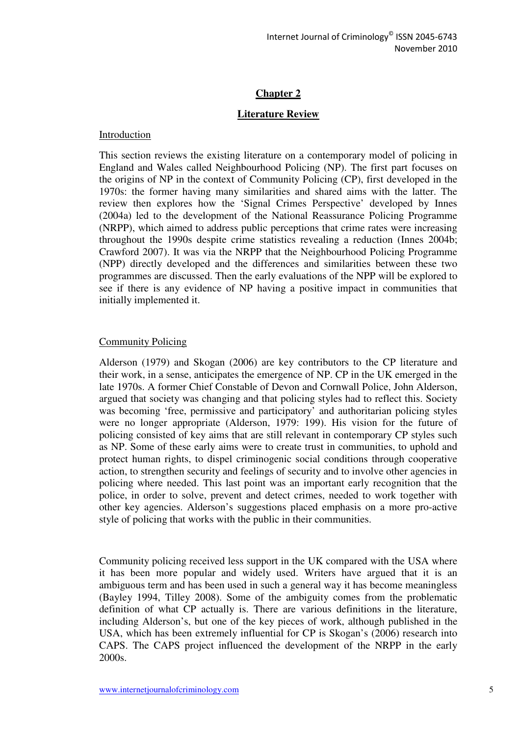## Chapter 2

## Literature Review

### Introduction

This section reviews the existing literature on a contemporary model of policing in England and Wales called Neighbourhood Policing (NP). The first part focuses on the origins of NP in the context of Community Policing (CP), first developed in the 1970s: the former having many similarities and shared aims with the latter. The review then explores how the 'Signal Crimes Perspective' developed by Innes (2004a) led to the development of the National Reassurance Policing Programme (NRPP), which aimed to address public perceptions that crime rates were increasing throughout the 1990s despite crime statistics revealing a reduction (Innes 2004b; Crawford 2007). It was via the NRPP that the Neighbourhood Policing Programme (NPP) directly developed and the differences and similarities between these two programmes are discussed. Then the early evaluations of the NPP will be explored to see if there is any evidence of NP having a positive impact in communities that initially implemented it.

### Community Policing

Alderson (1979) and Skogan (2006) are key contributors to the CP literature and their work, in a sense, anticipates the emergence of NP. CP in the UK emerged in the late 1970s. A former Chief Constable of Devon and Cornwall Police, John Alderson, argued that society was changing and that policing styles had to reflect this. Society was becoming 'free, permissive and participatory' and authoritarian policing styles were no longer appropriate (Alderson, 1979: 199). His vision for the future of policing consisted of key aims that are still relevant in contemporary CP styles such as NP. Some of these early aims were to create trust in communities, to uphold and protect human rights, to dispel criminogenic social conditions through cooperative action, to strengthen security and feelings of security and to involve other agencies in policing where needed. This last point was an important early recognition that the police, in order to solve, prevent and detect crimes, needed to work together with other key agencies. Alderson's suggestions placed emphasis on a more pro-active style of policing that works with the public in their communities.

Community policing received less support in the UK compared with the USA where it has been more popular and widely used. Writers have argued that it is an ambiguous term and has been used in such a general way it has become meaningless (Bayley 1994, Tilley 2008). Some of the ambiguity comes from the problematic definition of what CP actually is. There are various definitions in the literature, including Alderson's, but one of the key pieces of work, although published in the USA, which has been extremely influential for CP is Skogan's (2006) research into CAPS. The CAPS project influenced the development of the NRPP in the early 2000s.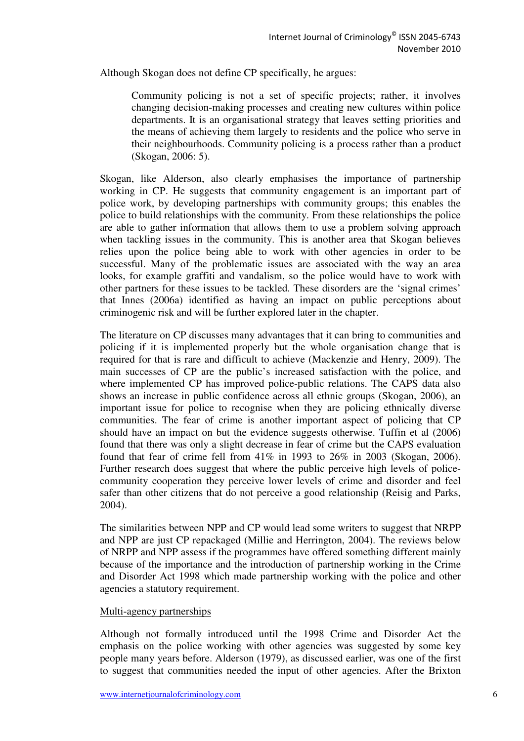Although Skogan does not define CP specifically, he argues:

> Community policing is not a set of specific projects; rather, it involves changing decision-making processes and creating new cultures within police departments. It is an organisational strategy that leaves setting priorities and the means of achieving them largely to residents and the police who serve in their neighbourhoods. Community policing is a process rather than a product (Skogan, 2006: 5).

Skogan, like Alderson, also clearly emphasises the importance of partnership working in CP. He suggests that community engagement is an important part of police work, by developing partnerships with community groups; this enables the police to build relationships with the community. From these relationships the police are able to gather information that allows them to use a problem solving approach when tackling issues in the community. This is another area that Skogan believes relies upon the police being able to work with other agencies in order to be successful. Many of the problematic issues are associated with the way an area looks, for example graffiti and vandalism, so the police would have to work with other partners for these issues to be tackled. These disorders are the 'signal crimes' that Innes (2006a) identified as having an impact on public perceptions about criminogenic risk and will be further explored later in the chapter.

The literature on CP discusses many advantages that it can bring to communities and policing if it is implemented properly but the whole organisation change that is required for that is rare and difficult to achieve (Mackenzie and Henry, 2009). The main successes of CP are the public's increased satisfaction with the police, and where implemented CP has improved police-public relations. The CAPS data also shows an increase in public confidence across all ethnic groups (Skogan, 2006), an important issue for police to recognise when they are policing ethnically diverse communities. The fear of crime is another important aspect of policing that CP should have an impact on but the evidence suggests otherwise. Tuffin et al (2006) found that there was only a slight decrease in fear of crime but the CAPS evaluation found that fear of crime fell from 41% in 1993 to 26% in 2003 (Skogan, 2006). Further research does suggest that where the public perceive high levels of police-community cooperation they perceive lower levels of crime and disorder and feel safer than other citizens that do not perceive a good relationship (Reisig and Parks, 2004).

The similarities between NPP and CP would lead some writers to suggest that NRPP and NPP are just CP repackaged (Millie and Herrington, 2004). The reviews below of NRPP and NPP assess if the programmes have offered something different mainly because of the importance and the introduction of partnership working in the Crime and Disorder Act 1998 which made partnership working with the police and other agencies a statutory requirement.

## Multi-agency partnerships

Although not formally introduced until the 1998 Crime and Disorder Act the emphasis on the police working with other agencies was suggested by some key people many years before. Alderson (1979), as discussed earlier, was one of the first to suggest that communities needed the input of other agencies. After the Brixton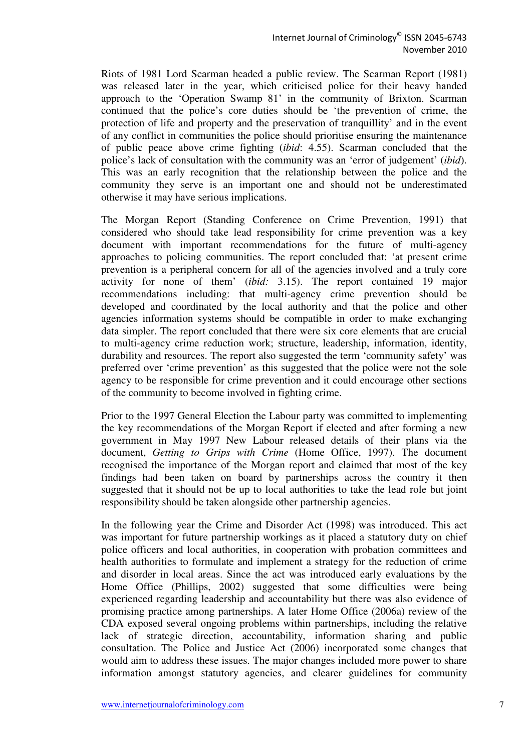Riots of 1981 Lord Scarman headed a public review. The Scarman Report (1981) was released later in the year, which criticised police for their heavy handed approach to the 'Operation Swamp 81' in the community of Brixton. Scarman continued that the police's core duties should be 'the prevention of crime, the protection of life and property and the preservation of tranquillity' and in the event of any conflict in communities the police should prioritise ensuring the maintenance of public peace above crime fighting (*ibid*: 4.55). Scarman concluded that the police's lack of consultation with the community was an 'error of judgement' (*ibid*). This was an early recognition that the relationship between the police and the community they serve is an important one and should not be underestimated otherwise it may have serious implications.

The Morgan Report (Standing Conference on Crime Prevention, 1991) that considered who should take lead responsibility for crime prevention was a key document with important recommendations for the future of multi-agency approaches to policing communities. The report concluded that: 'at present crime prevention is a peripheral concern for all of the agencies involved and a truly core activity for none of them' (*ibid:* 3.15). The report contained 19 major recommendations including: that multi-agency crime prevention should be developed and coordinated by the local authority and that the police and other agencies information systems should be compatible in order to make exchanging data simpler. The report concluded that there were six core elements that are crucial to multi-agency crime reduction work; structure, leadership, information, identity, durability and resources. The report also suggested the term 'community safety' was preferred over 'crime prevention' as this suggested that the police were not the sole agency to be responsible for crime prevention and it could encourage other sections of the community to become involved in fighting crime.

Prior to the 1997 General Election the Labour party was committed to implementing the key recommendations of the Morgan Report if elected and after forming a new government in May 1997 New Labour released details of their plans via the document, *Getting to Grips with Crime* (Home Office, 1997). The document recognised the importance of the Morgan report and claimed that most of the key findings had been taken on board by partnerships across the country it then suggested that it should not be up to local authorities to take the lead role but joint responsibility should be taken alongside other partnership agencies.

In the following year the Crime and Disorder Act (1998) was introduced. This act was important for future partnership workings as it placed a statutory duty on chief police officers and local authorities, in cooperation with probation committees and health authorities to formulate and implement a strategy for the reduction of crime and disorder in local areas. Since the act was introduced early evaluations by the Home Office (Phillips, 2002) suggested that some difficulties were being experienced regarding leadership and accountability but there was also evidence of promising practice among partnerships. A later Home Office (2006a) review of the CDA exposed several ongoing problems within partnerships, including the relative lack of strategic direction, accountability, information sharing and public consultation. The Police and Justice Act (2006) incorporated some changes that would aim to address these issues. The major changes included more power to share information amongst statutory agencies, and clearer guidelines for community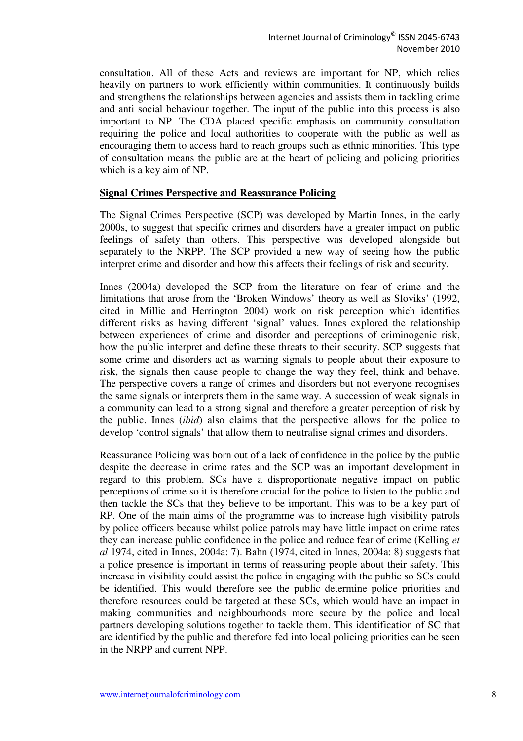consultation. All of these Acts and reviews are important for NP, which relies heavily on partners to work efficiently within communities. It continuously builds and strengthens the relationships between agencies and assists them in tackling crime and anti social behaviour together. The input of the public into this process is also important to NP. The CDA placed specific emphasis on community consultation requiring the police and local authorities to cooperate with the public as well as encouraging them to access hard to reach groups such as ethnic minorities. This type of consultation means the public are at the heart of policing and policing priorities which is a key aim of NP.

## Signal Crimes Perspective and Reassurance Policing

The Signal Crimes Perspective (SCP) was developed by Martin Innes, in the early 2000s, to suggest that specific crimes and disorders have a greater impact on public feelings of safety than others. This perspective was developed alongside but separately to the NRPP. The SCP provided a new way of seeing how the public interpret crime and disorder and how this affects their feelings of risk and security.

Innes (2004a) developed the SCP from the literature on fear of crime and the limitations that arose from the 'Broken Windows' theory as well as Sloviks' (1992, cited in Millie and Herrington 2004) work on risk perception which identifies different risks as having different 'signal' values. Innes explored the relationship between experiences of crime and disorder and perceptions of criminogenic risk, how the public interpret and define these threats to their security. SCP suggests that some crime and disorders act as warning signals to people about their exposure to risk, the signals then cause people to change the way they feel, think and behave. The perspective covers a range of crimes and disorders but not everyone recognises the same signals or interprets them in the same way. A succession of weak signals in a community can lead to a strong signal and therefore a greater perception of risk by the public. Innes (*ibid*) also claims that the perspective allows for the police to develop 'control signals' that allow them to neutralise signal crimes and disorders.

Reassurance Policing was born out of a lack of confidence in the police by the public despite the decrease in crime rates and the SCP was an important development in regard to this problem. SCs have a disproportionate negative impact on public perceptions of crime so it is therefore crucial for the police to listen to the public and then tackle the SCs that they believe to be important. This was to be a key part of RP. One of the main aims of the programme was to increase high visibility patrols by police officers because whilst police patrols may have little impact on crime rates they can increase public confidence in the police and reduce fear of crime (Kelling *et al* 1974, cited in Innes, 2004a: 7). Bahn (1974, cited in Innes, 2004a: 8) suggests that a police presence is important in terms of reassuring people about their safety. This increase in visibility could assist the police in engaging with the public so SCs could be identified. This would therefore see the public determine police priorities and therefore resources could be targeted at these SCs, which would have an impact in making communities and neighbourhoods more secure by the police and local partners developing solutions together to tackle them. This identification of SC that are identified by the public and therefore fed into local policing priorities can be seen in the NRPP and current NPP.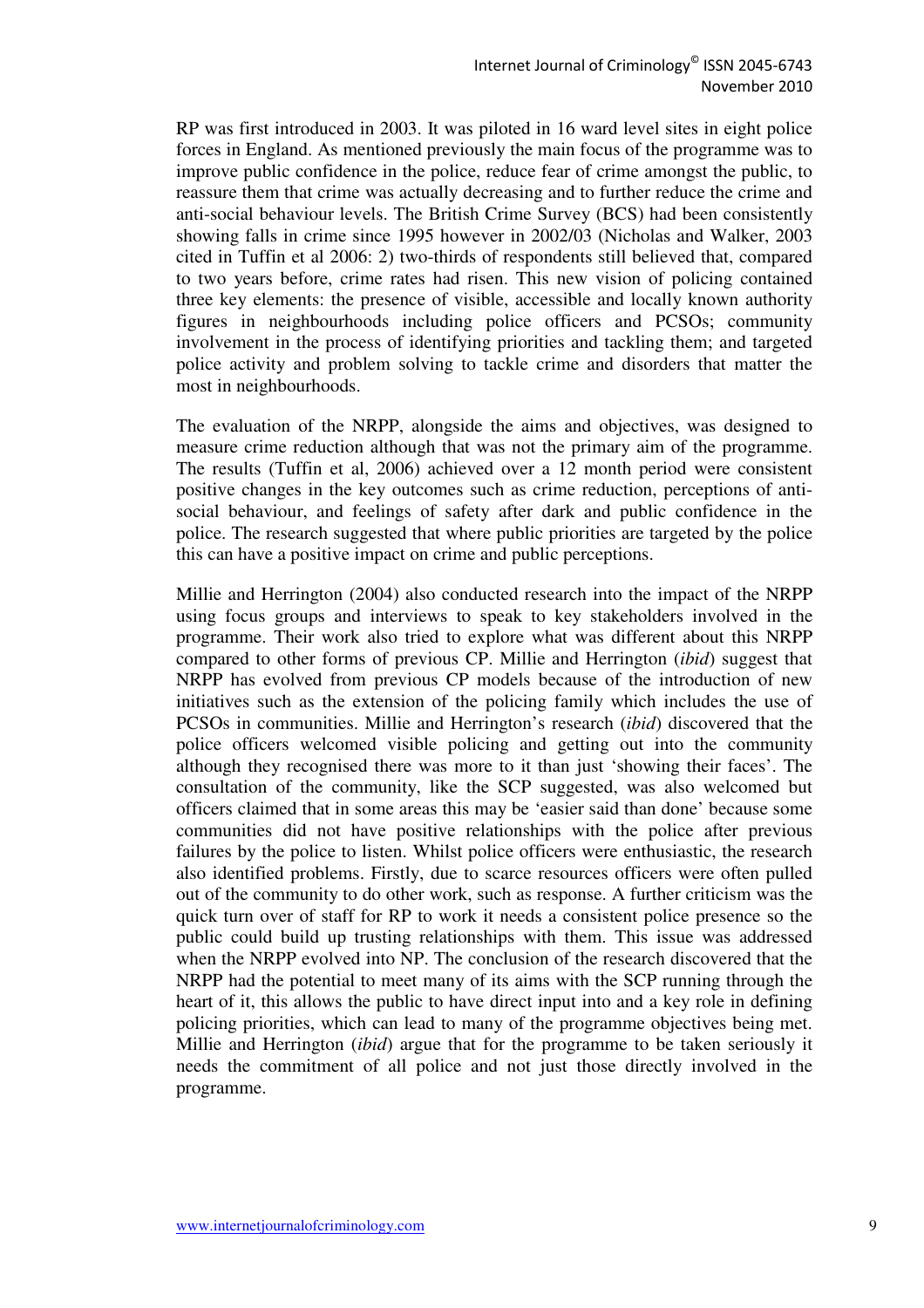RP was first introduced in 2003. It was piloted in 16 ward level sites in eight police forces in England. As mentioned previously the main focus of the programme was to improve public confidence in the police, reduce fear of crime amongst the public, to reassure them that crime was actually decreasing and to further reduce the crime and anti-social behaviour levels. The British Crime Survey (BCS) had been consistently showing falls in crime since 1995 however in 2002/03 (Nicholas and Walker, 2003 cited in Tuffin et al 2006: 2) two-thirds of respondents still believed that, compared to two years before, crime rates had risen. This new vision of policing contained three key elements: the presence of visible, accessible and locally known authority figures in neighbourhoods including police officers and PCSOs; community involvement in the process of identifying priorities and tackling them; and targeted police activity and problem solving to tackle crime and disorders that matter the most in neighbourhoods.

The evaluation of the NRPP, alongside the aims and objectives, was designed to measure crime reduction although that was not the primary aim of the programme. The results (Tuffin et al, 2006) achieved over a 12 month period were consistent positive changes in the key outcomes such as crime reduction, perceptions of anti-social behaviour, and feelings of safety after dark and public confidence in the police. The research suggested that where public priorities are targeted by the police this can have a positive impact on crime and public perceptions.

Millie and Herrington (2004) also conducted research into the impact of the NRPP using focus groups and interviews to speak to key stakeholders involved in the programme. Their work also tried to explore what was different about this NRPP compared to other forms of previous CP. Millie and Herrington (*ibid*) suggest that NRPP has evolved from previous CP models because of the introduction of new initiatives such as the extension of the policing family which includes the use of PCSOs in communities. Millie and Herrington's research (*ibid*) discovered that the police officers welcomed visible policing and getting out into the community although they recognised there was more to it than just 'showing their faces'. The consultation of the community, like the SCP suggested, was also welcomed but officers claimed that in some areas this may be 'easier said than done' because some communities did not have positive relationships with the police after previous failures by the police to listen. Whilst police officers were enthusiastic, the research also identified problems. Firstly, due to scarce resources officers were often pulled out of the community to do other work, such as response. A further criticism was the quick turn over of staff for RP to work it needs a consistent police presence so the public could build up trusting relationships with them. This issue was addressed when the NRPP evolved into NP. The conclusion of the research discovered that the NRPP had the potential to meet many of its aims with the SCP running through the heart of it, this allows the public to have direct input into and a key role in defining policing priorities, which can lead to many of the programme objectives being met. Millie and Herrington (*ibid*) argue that for the programme to be taken seriously it needs the commitment of all police and not just those directly involved in the programme.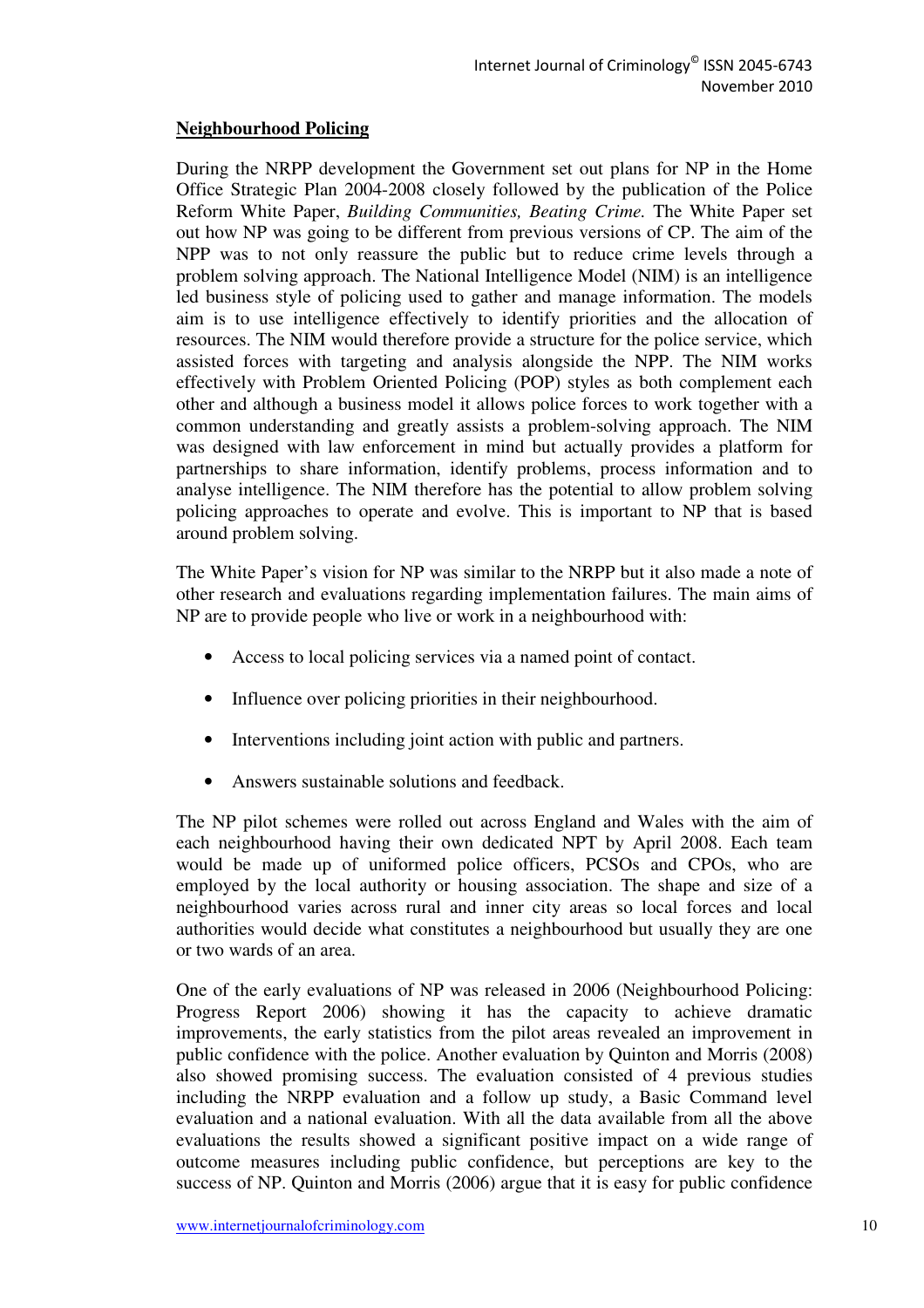## Neighbourhood Policing

During the NRPP development the Government set out plans for NP in the Home Office Strategic Plan 2004-2008 closely followed by the publication of the Police Reform White Paper, *Building Communities, Beating Crime.* The White Paper set out how NP was going to be different from previous versions of CP. The aim of the NPP was to not only reassure the public but to reduce crime levels through a problem solving approach. The National Intelligence Model (NIM) is an intelligence led business style of policing used to gather and manage information. The models aim is to use intelligence effectively to identify priorities and the allocation of resources. The NIM would therefore provide a structure for the police service, which assisted forces with targeting and analysis alongside the NPP. The NIM works effectively with Problem Oriented Policing (POP) styles as both complement each other and although a business model it allows police forces to work together with a common understanding and greatly assists a problem-solving approach. The NIM was designed with law enforcement in mind but actually provides a platform for partnerships to share information, identify problems, process information and to analyse intelligence. The NIM therefore has the potential to allow problem solving policing approaches to operate and evolve. This is important to NP that is based around problem solving.

The White Paper's vision for NP was similar to the NRPP but it also made a note of other research and evaluations regarding implementation failures. The main aims of NP are to provide people who live or work in a neighbourhood with:

- Access to local policing services via a named point of contact.
- Influence over policing priorities in their neighbourhood.
- Interventions including joint action with public and partners.
- Answers sustainable solutions and feedback.

The NP pilot schemes were rolled out across England and Wales with the aim of each neighbourhood having their own dedicated NPT by April 2008. Each team would be made up of uniformed police officers, PCSOs and CPOs, who are employed by the local authority or housing association. The shape and size of a neighbourhood varies across rural and inner city areas so local forces and local authorities would decide what constitutes a neighbourhood but usually they are one or two wards of an area.

One of the early evaluations of NP was released in 2006 (Neighbourhood Policing: Progress Report 2006) showing it has the capacity to achieve dramatic improvements, the early statistics from the pilot areas revealed an improvement in public confidence with the police. Another evaluation by Quinton and Morris (2008) also showed promising success. The evaluation consisted of 4 previous studies including the NRPP evaluation and a follow up study, a Basic Command level evaluation and a national evaluation. With all the data available from all the above evaluations the results showed a significant positive impact on a wide range of outcome measures including public confidence, but perceptions are key to the success of NP. Quinton and Morris (2006) argue that it is easy for public confidence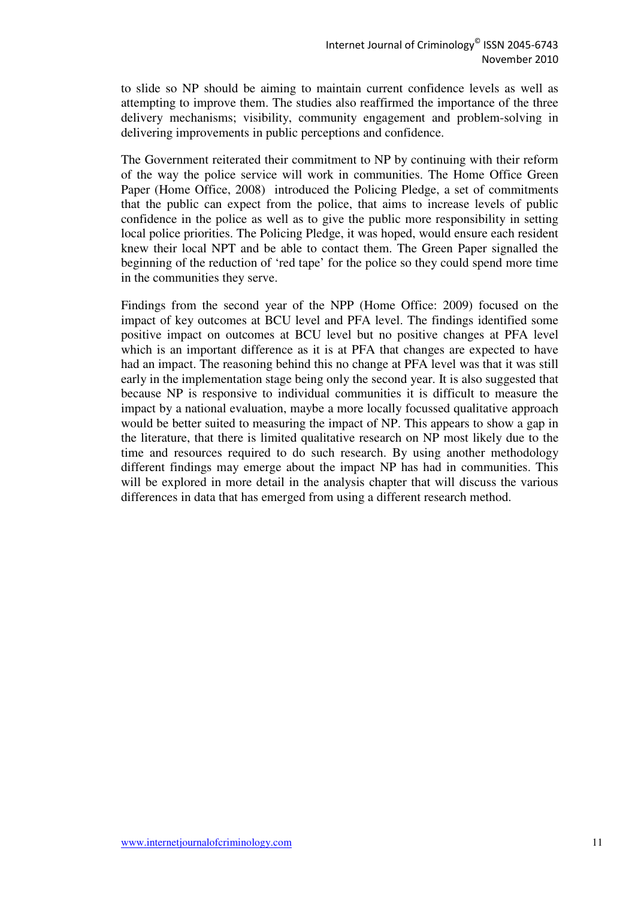to slide so NP should be aiming to maintain current confidence levels as well as attempting to improve them. The studies also reaffirmed the importance of the three delivery mechanisms; visibility, community engagement and problem-solving in delivering improvements in public perceptions and confidence.

The Government reiterated their commitment to NP by continuing with their reform of the way the police service will work in communities. The Home Office Green Paper (Home Office, 2008) introduced the Policing Pledge, a set of commitments that the public can expect from the police, that aims to increase levels of public confidence in the police as well as to give the public more responsibility in setting local police priorities. The Policing Pledge, it was hoped, would ensure each resident knew their local NPT and be able to contact them. The Green Paper signalled the beginning of the reduction of 'red tape' for the police so they could spend more time in the communities they serve.

Findings from the second year of the NPP (Home Office: 2009) focused on the impact of key outcomes at BCU level and PFA level. The findings identified some positive impact on outcomes at BCU level but no positive changes at PFA level which is an important difference as it is at PFA that changes are expected to have had an impact. The reasoning behind this no change at PFA level was that it was still early in the implementation stage being only the second year. It is also suggested that because NP is responsive to individual communities it is difficult to measure the impact by a national evaluation, maybe a more locally focussed qualitative approach would be better suited to measuring the impact of NP. This appears to show a gap in the literature, that there is limited qualitative research on NP most likely due to the time and resources required to do such research. By using another methodology different findings may emerge about the impact NP has had in communities. This will be explored in more detail in the analysis chapter that will discuss the various differences in data that has emerged from using a different research method.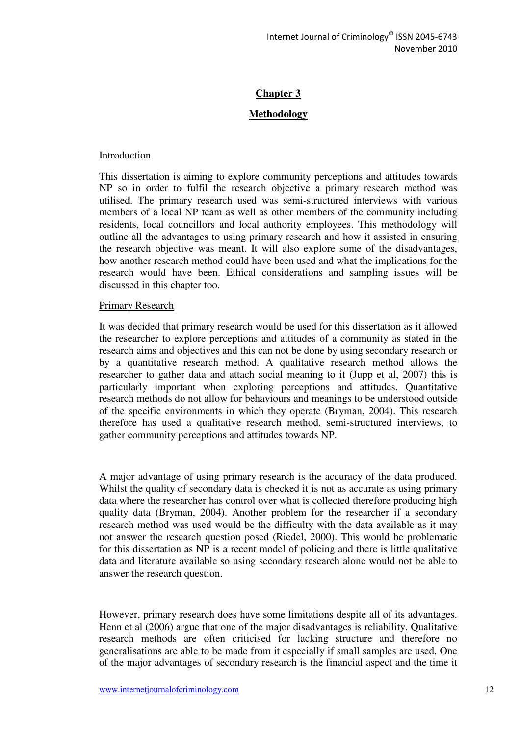# Chapter 3

## Methodology

### Introduction

This dissertation is aiming to explore community perceptions and attitudes towards NP so in order to fulfil the research objective a primary research method was utilised. The primary research used was semi-structured interviews with various members of a local NP team as well as other members of the community including residents, local councillors and local authority employees. This methodology will outline all the advantages to using primary research and how it assisted in ensuring the research objective was meant. It will also explore some of the disadvantages, how another research method could have been used and what the implications for the research would have been. Ethical considerations and sampling issues will be discussed in this chapter too.

### Primary Research

It was decided that primary research would be used for this dissertation as it allowed the researcher to explore perceptions and attitudes of a community as stated in the research aims and objectives and this can not be done by using secondary research or by a quantitative research method. A qualitative research method allows the researcher to gather data and attach social meaning to it (Jupp et al, 2007) this is particularly important when exploring perceptions and attitudes. Quantitative research methods do not allow for behaviours and meanings to be understood outside of the specific environments in which they operate (Bryman, 2004). This research therefore has used a qualitative research method, semi-structured interviews, to gather community perceptions and attitudes towards NP.

A major advantage of using primary research is the accuracy of the data produced. Whilst the quality of secondary data is checked it is not as accurate as using primary data where the researcher has control over what is collected therefore producing high quality data (Bryman, 2004). Another problem for the researcher if a secondary research method was used would be the difficulty with the data available as it may not answer the research question posed (Riedel, 2000). This would be problematic for this dissertation as NP is a recent model of policing and there is little qualitative data and literature available so using secondary research alone would not be able to answer the research question.

However, primary research does have some limitations despite all of its advantages. Henn et al (2006) argue that one of the major disadvantages is reliability. Qualitative research methods are often criticised for lacking structure and therefore no generalisations are able to be made from it especially if small samples are used. One of the major advantages of secondary research is the financial aspect and the time it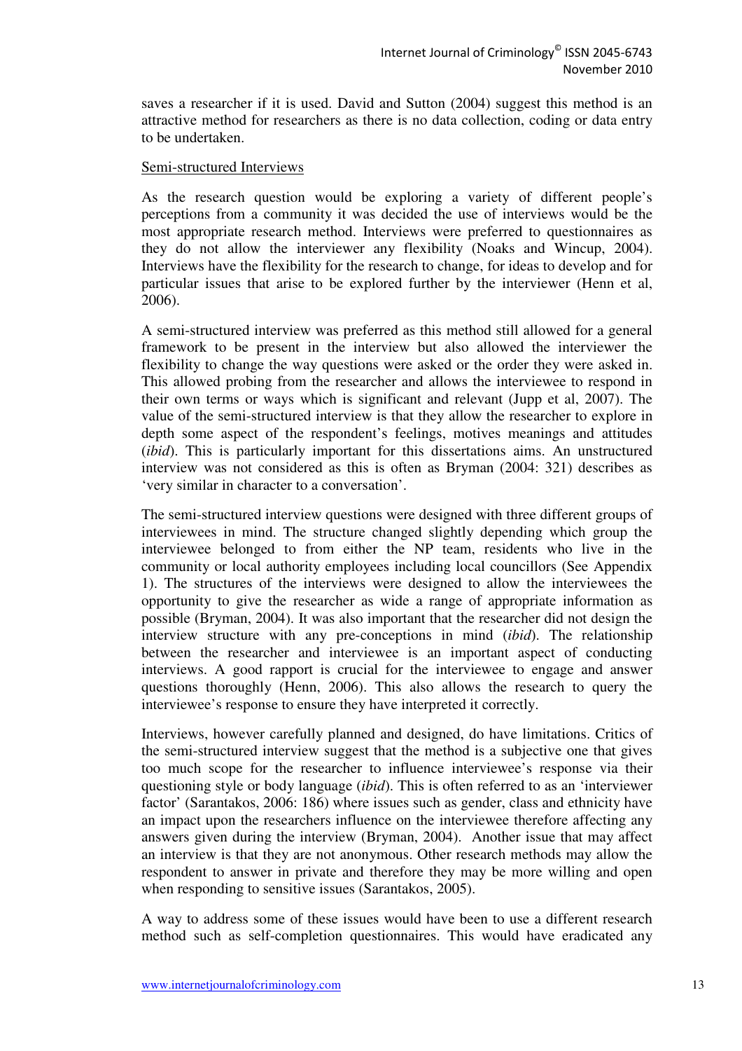saves a researcher if it is used. David and Sutton (2004) suggest this method is an attractive method for researchers as there is no data collection, coding or data entry to be undertaken.

Semi-structured Interviews

As the research question would be exploring a variety of different people's perceptions from a community it was decided the use of interviews would be the most appropriate research method. Interviews were preferred to questionnaires as they do not allow the interviewer any flexibility (Noaks and Wincup, 2004). Interviews have the flexibility for the research to change, for ideas to develop and for particular issues that arise to be explored further by the interviewer (Henn et al, 2006).

A semi-structured interview was preferred as this method still allowed for a general framework to be present in the interview but also allowed the interviewer the flexibility to change the way questions were asked or the order they were asked in. This allowed probing from the researcher and allows the interviewee to respond in their own terms or ways which is significant and relevant (Jupp et al, 2007). The value of the semi-structured interview is that they allow the researcher to explore in depth some aspect of the respondent's feelings, motives meanings and attitudes (*ibid*). This is particularly important for this dissertations aims. An unstructured interview was not considered as this is often as Bryman (2004: 321) describes as 'very similar in character to a conversation'.

The semi-structured interview questions were designed with three different groups of interviewees in mind. The structure changed slightly depending which group the interviewee belonged to from either the NP team, residents who live in the community or local authority employees including local councillors (See Appendix 1). The structures of the interviews were designed to allow the interviewees the opportunity to give the researcher as wide a range of appropriate information as possible (Bryman, 2004). It was also important that the researcher did not design the interview structure with any pre-conceptions in mind (*ibid*). The relationship between the researcher and interviewee is an important aspect of conducting interviews. A good rapport is crucial for the interviewee to engage and answer questions thoroughly (Henn, 2006). This also allows the research to query the interviewee's response to ensure they have interpreted it correctly.

Interviews, however carefully planned and designed, do have limitations. Critics of the semi-structured interview suggest that the method is a subjective one that gives too much scope for the researcher to influence interviewee's response via their questioning style or body language (*ibid*). This is often referred to as an 'interviewer factor' (Sarantakos, 2006: 186) where issues such as gender, class and ethnicity have an impact upon the researchers influence on the interviewee therefore affecting any answers given during the interview (Bryman, 2004). Another issue that may affect an interview is that they are not anonymous. Other research methods may allow the respondent to answer in private and therefore they may be more willing and open when responding to sensitive issues (Sarantakos, 2005).

A way to address some of these issues would have been to use a different research method such as self-completion questionnaires. This would have eradicated any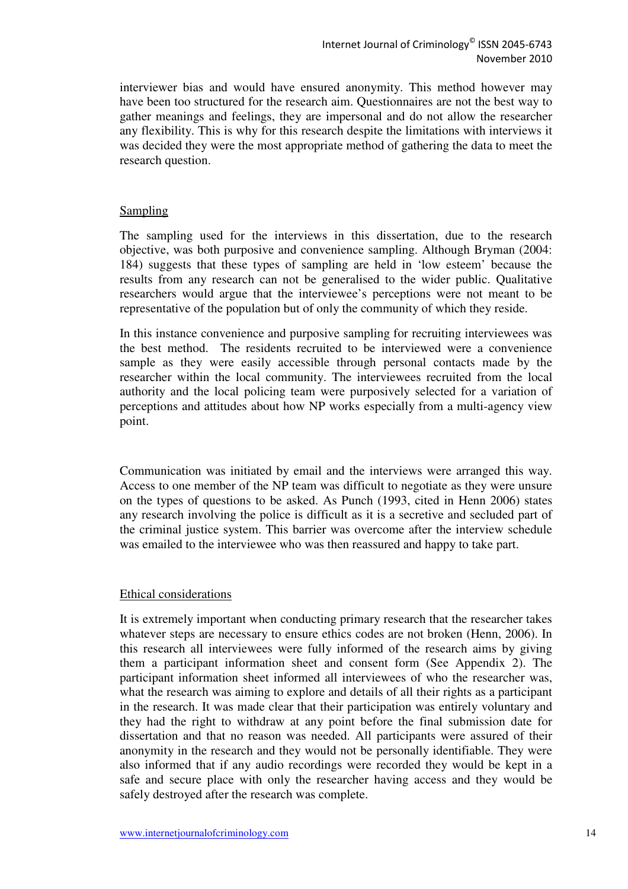interviewer bias and would have ensured anonymity. This method however may have been too structured for the research aim. Questionnaires are not the best way to gather meanings and feelings, they are impersonal and do not allow the researcher any flexibility. This is why for this research despite the limitations with interviews it was decided they were the most appropriate method of gathering the data to meet the research question.

## Sampling

The sampling used for the interviews in this dissertation, due to the research objective, was both purposive and convenience sampling. Although Bryman (2004: 184) suggests that these types of sampling are held in 'low esteem' because the results from any research can not be generalised to the wider public. Qualitative researchers would argue that the interviewee's perceptions were not meant to be representative of the population but of only the community of which they reside.

In this instance convenience and purposive sampling for recruiting interviewees was the best method. The residents recruited to be interviewed were a convenience sample as they were easily accessible through personal contacts made by the researcher within the local community. The interviewees recruited from the local authority and the local policing team were purposively selected for a variation of perceptions and attitudes about how NP works especially from a multi-agency view point.

Communication was initiated by email and the interviews were arranged this way. Access to one member of the NP team was difficult to negotiate as they were unsure on the types of questions to be asked. As Punch (1993, cited in Henn 2006) states any research involving the police is difficult as it is a secretive and secluded part of the criminal justice system. This barrier was overcome after the interview schedule was emailed to the interviewee who was then reassured and happy to take part.

## Ethical considerations

It is extremely important when conducting primary research that the researcher takes whatever steps are necessary to ensure ethics codes are not broken (Henn, 2006). In this research all interviewees were fully informed of the research aims by giving them a participant information sheet and consent form (See Appendix 2). The participant information sheet informed all interviewees of who the researcher was, what the research was aiming to explore and details of all their rights as a participant in the research. It was made clear that their participation was entirely voluntary and they had the right to withdraw at any point before the final submission date for dissertation and that no reason was needed. All participants were assured of their anonymity in the research and they would not be personally identifiable. They were also informed that if any audio recordings were recorded they would be kept in a safe and secure place with only the researcher having access and they would be safely destroyed after the research was complete.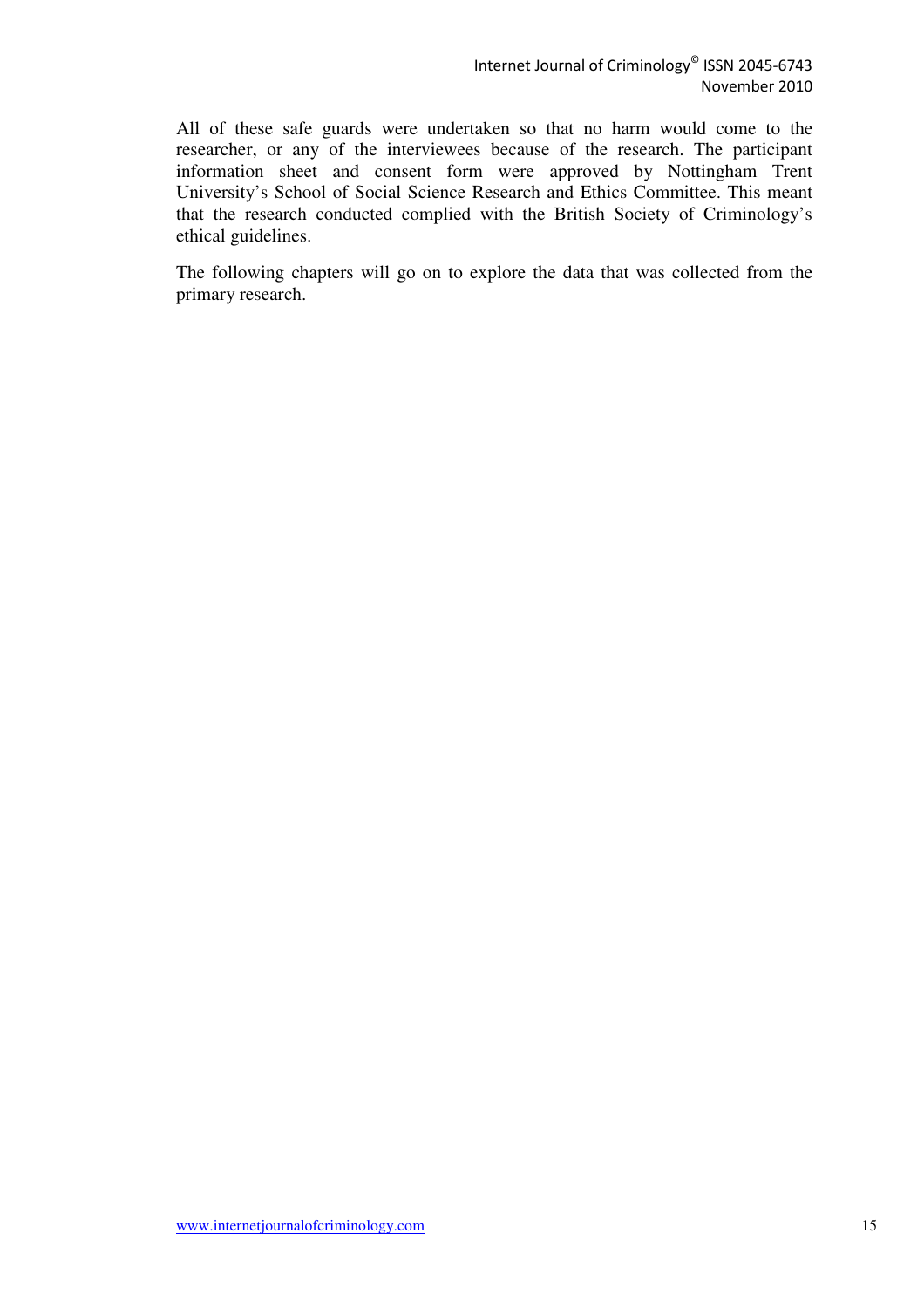All of these safe guards were undertaken so that no harm would come to the researcher, or any of the interviewees because of the research. The participant information sheet and consent form were approved by Nottingham Trent University's School of Social Science Research and Ethics Committee. This meant that the research conducted complied with the British Society of Criminology's ethical guidelines.

The following chapters will go on to explore the data that was collected from the primary research.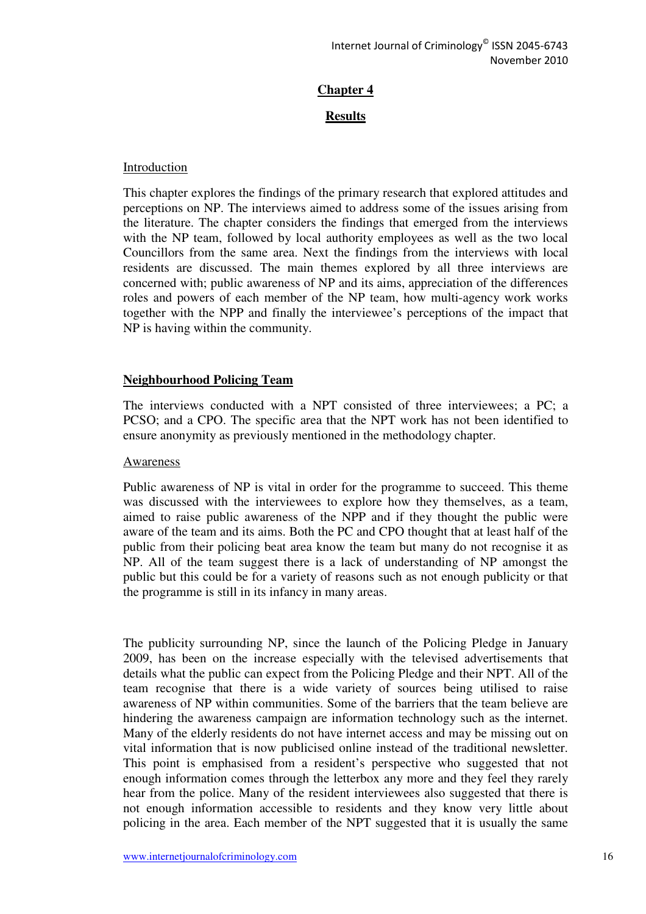# Chapter 4

## Results

Introduction

This chapter explores the findings of the primary research that explored attitudes and perceptions on NP. The interviews aimed to address some of the issues arising from the literature. The chapter considers the findings that emerged from the interviews with the NP team, followed by local authority employees as well as the two local Councillors from the same area. Next the findings from the interviews with local residents are discussed. The main themes explored by all three interviews are concerned with; public awareness of NP and its aims, appreciation of the differences roles and powers of each member of the NP team, how multi-agency work works together with the NPP and finally the interviewee's perceptions of the impact that NP is having within the community.

### Neighbourhood Policing Team

The interviews conducted with a NPT consisted of three interviewees; a PC; a PCSO; and a CPO. The specific area that the NPT work has not been identified to ensure anonymity as previously mentioned in the methodology chapter.

Awareness

Public awareness of NP is vital in order for the programme to succeed. This theme was discussed with the interviewees to explore how they themselves, as a team, aimed to raise public awareness of the NPP and if they thought the public were aware of the team and its aims. Both the PC and CPO thought that at least half of the public from their policing beat area know the team but many do not recognise it as NP. All of the team suggest there is a lack of understanding of NP amongst the public but this could be for a variety of reasons such as not enough publicity or that the programme is still in its infancy in many areas.

The publicity surrounding NP, since the launch of the Policing Pledge in January 2009, has been on the increase especially with the televised advertisements that details what the public can expect from the Policing Pledge and their NPT. All of the team recognise that there is a wide variety of sources being utilised to raise awareness of NP within communities. Some of the barriers that the team believe are hindering the awareness campaign are information technology such as the internet. Many of the elderly residents do not have internet access and may be missing out on vital information that is now publicised online instead of the traditional newsletter. This point is emphasised from a resident's perspective who suggested that not enough information comes through the letterbox any more and they feel they rarely hear from the police. Many of the resident interviewees also suggested that there is not enough information accessible to residents and they know very little about policing in the area. Each member of the NPT suggested that it is usually the same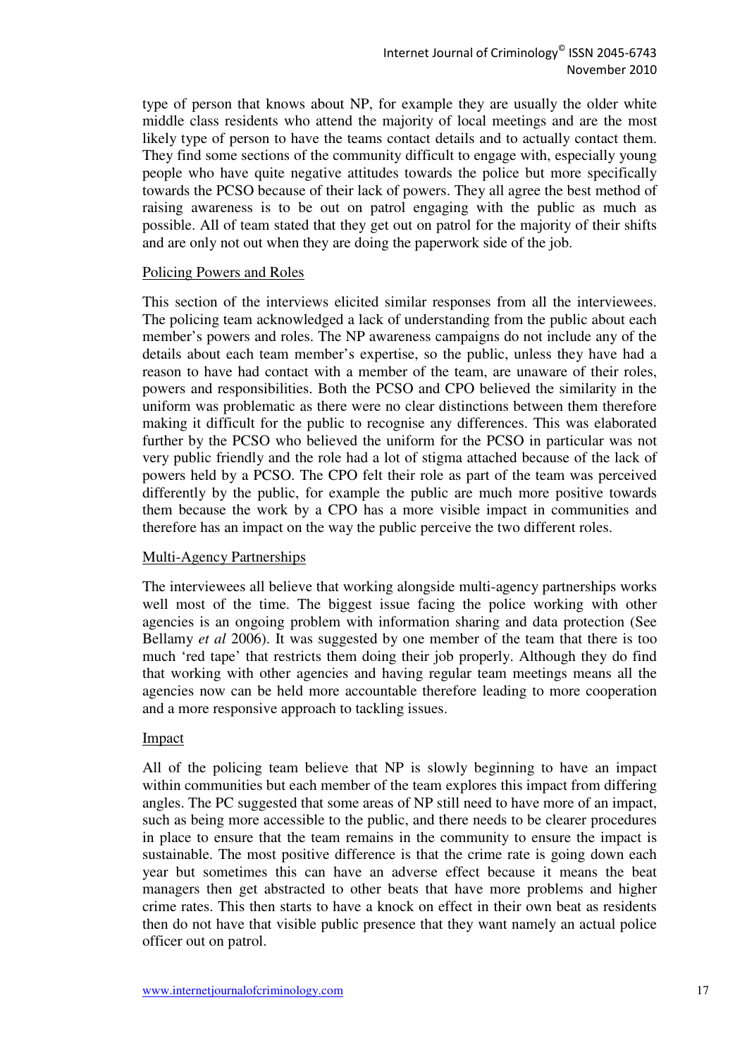type of person that knows about NP, for example they are usually the older white middle class residents who attend the majority of local meetings and are the most likely type of person to have the teams contact details and to actually contact them. They find some sections of the community difficult to engage with, especially young people who have quite negative attitudes towards the police but more specifically towards the PCSO because of their lack of powers. They all agree the best method of raising awareness is to be out on patrol engaging with the public as much as possible. All of team stated that they get out on patrol for the majority of their shifts and are only not out when they are doing the paperwork side of the job.

<u>Policing Powers and Roles</u>

This section of the interviews elicited similar responses from all the interviewees. The policing team acknowledged a lack of understanding from the public about each member's powers and roles. The NP awareness campaigns do not include any of the details about each team member's expertise, so the public, unless they have had a reason to have had contact with a member of the team, are unaware of their roles, powers and responsibilities. Both the PCSO and CPO believed the similarity in the uniform was problematic as there were no clear distinctions between them therefore making it difficult for the public to recognise any differences. This was elaborated further by the PCSO who believed the uniform for the PCSO in particular was not very public friendly and the role had a lot of stigma attached because of the lack of powers held by a PCSO. The CPO felt their role as part of the team was perceived differently by the public, for example the public are much more positive towards them because the work by a CPO has a more visible impact in communities and therefore has an impact on the way the public perceive the two different roles.

<u>Multi-Agency Partnerships</u>

The interviewees all believe that working alongside multi-agency partnerships works well most of the time. The biggest issue facing the police working with other agencies is an ongoing problem with information sharing and data protection (See Bellamy *et al* 2006). It was suggested by one member of the team that there is too much 'red tape' that restricts them doing their job properly. Although they do find that working with other agencies and having regular team meetings means all the agencies now can be held more accountable therefore leading to more cooperation and a more responsive approach to tackling issues.

<u>Impact</u>

All of the policing team believe that NP is slowly beginning to have an impact within communities but each member of the team explores this impact from differing angles. The PC suggested that some areas of NP still need to have more of an impact, such as being more accessible to the public, and there needs to be clearer procedures in place to ensure that the team remains in the community to ensure the impact is sustainable. The most positive difference is that the crime rate is going down each year but sometimes this can have an adverse effect because it means the beat managers then get abstracted to other beats that have more problems and higher crime rates. This then starts to have a knock on effect in their own beat as residents then do not have that visible public presence that they want namely an actual police officer out on patrol.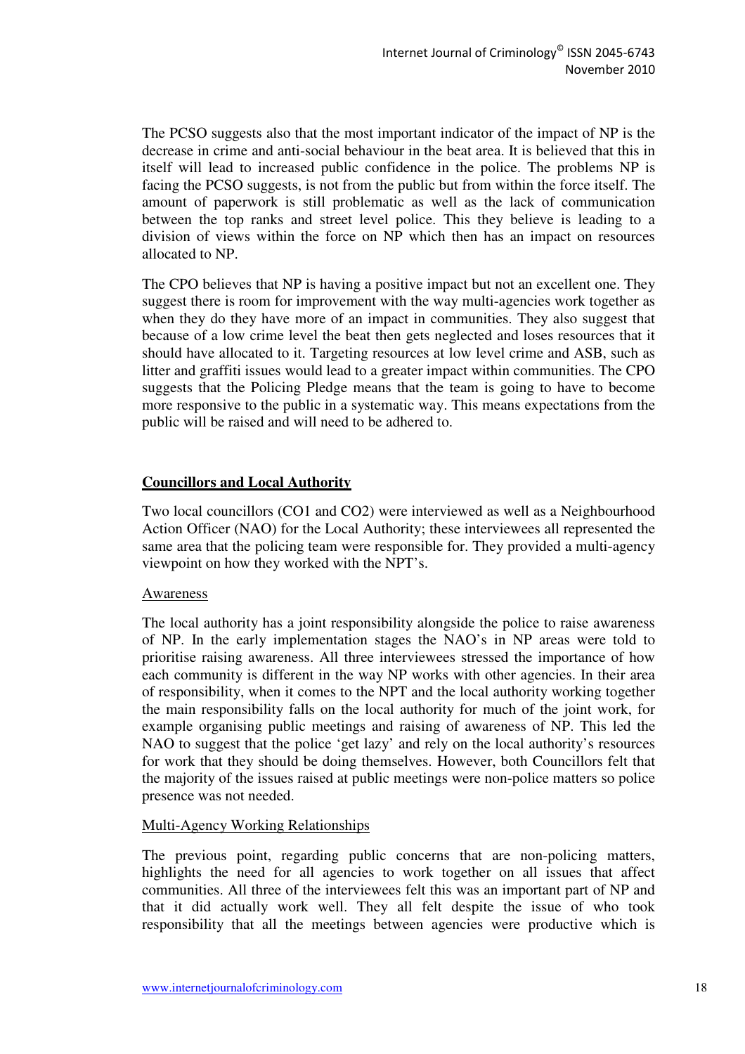The PCSO suggests also that the most important indicator of the impact of NP is the decrease in crime and anti-social behaviour in the beat area. It is believed that this in itself will lead to increased public confidence in the police. The problems NP is facing the PCSO suggests, is not from the public but from within the force itself. The amount of paperwork is still problematic as well as the lack of communication between the top ranks and street level police. This they believe is leading to a division of views within the force on NP which then has an impact on resources allocated to NP.

The CPO believes that NP is having a positive impact but not an excellent one. They suggest there is room for improvement with the way multi-agencies work together as when they do they have more of an impact in communities. They also suggest that because of a low crime level the beat then gets neglected and loses resources that it should have allocated to it. Targeting resources at low level crime and ASB, such as litter and graffiti issues would lead to a greater impact within communities. The CPO suggests that the Policing Pledge means that the team is going to have to become more responsive to the public in a systematic way. This means expectations from the public will be raised and will need to be adhered to.

## Councillors and Local Authority

Two local councillors (CO1 and CO2) were interviewed as well as a Neighbourhood Action Officer (NAO) for the Local Authority; these interviewees all represented the same area that the policing team were responsible for. They provided a multi-agency viewpoint on how they worked with the NPT's.

### Awareness

The local authority has a joint responsibility alongside the police to raise awareness of NP. In the early implementation stages the NAO's in NP areas were told to prioritise raising awareness. All three interviewees stressed the importance of how each community is different in the way NP works with other agencies. In their area of responsibility, when it comes to the NPT and the local authority working together the main responsibility falls on the local authority for much of the joint work, for example organising public meetings and raising of awareness of NP. This led the NAO to suggest that the police 'get lazy' and rely on the local authority's resources for work that they should be doing themselves. However, both Councillors felt that the majority of the issues raised at public meetings were non-police matters so police presence was not needed.

### Multi-Agency Working Relationships

The previous point, regarding public concerns that are non-policing matters, highlights the need for all agencies to work together on all issues that affect communities. All three of the interviewees felt this was an important part of NP and that it did actually work well. They all felt despite the issue of who took responsibility that all the meetings between agencies were productive which is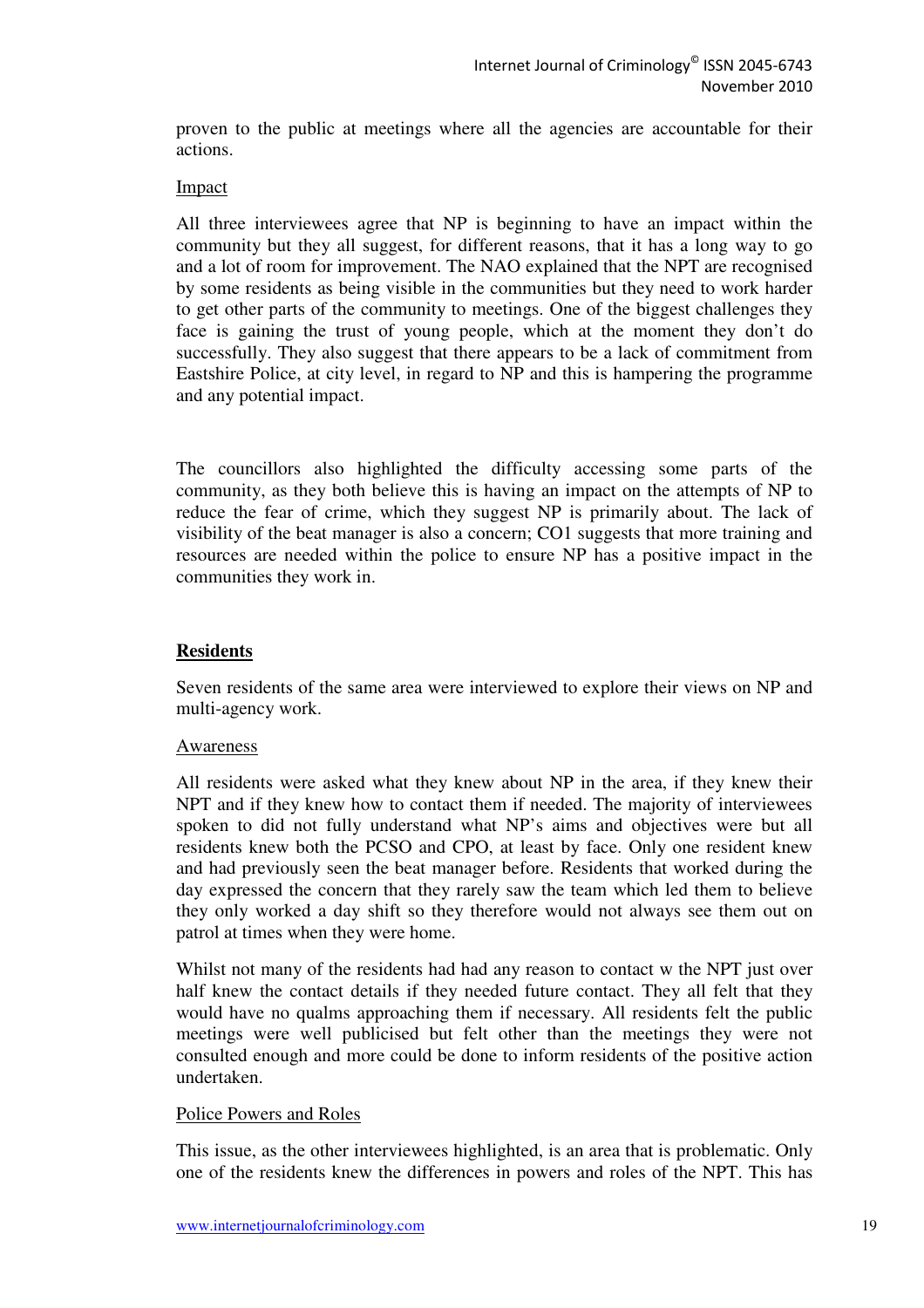proven to the public at meetings where all the agencies are accountable for their actions.

Impact

All three interviewees agree that NP is beginning to have an impact within the community but they all suggest, for different reasons, that it has a long way to go and a lot of room for improvement. The NAO explained that the NPT are recognised by some residents as being visible in the communities but they need to work harder to get other parts of the community to meetings. One of the biggest challenges they face is gaining the trust of young people, which at the moment they don't do successfully. They also suggest that there appears to be a lack of commitment from Eastshire Police, at city level, in regard to NP and this is hampering the programme and any potential impact.

The councillors also highlighted the difficulty accessing some parts of the community, as they both believe this is having an impact on the attempts of NP to reduce the fear of crime, which they suggest NP is primarily about. The lack of visibility of the beat manager is also a concern; CO1 suggests that more training and resources are needed within the police to ensure NP has a positive impact in the communities they work in.

## Residents

Seven residents of the same area were interviewed to explore their views on NP and multi-agency work.

Awareness

All residents were asked what they knew about NP in the area, if they knew their NPT and if they knew how to contact them if needed. The majority of interviewees spoken to did not fully understand what NP's aims and objectives were but all residents knew both the PCSO and CPO, at least by face. Only one resident knew and had previously seen the beat manager before. Residents that worked during the day expressed the concern that they rarely saw the team which led them to believe they only worked a day shift so they therefore would not always see them out on patrol at times when they were home.

Whilst not many of the residents had had any reason to contact w the NPT just over half knew the contact details if they needed future contact. They all felt that they would have no qualms approaching them if necessary. All residents felt the public meetings were well publicised but felt other than the meetings they were not consulted enough and more could be done to inform residents of the positive action undertaken.

Police Powers and Roles

This issue, as the other interviewees highlighted, is an area that is problematic. Only one of the residents knew the differences in powers and roles of the NPT. This has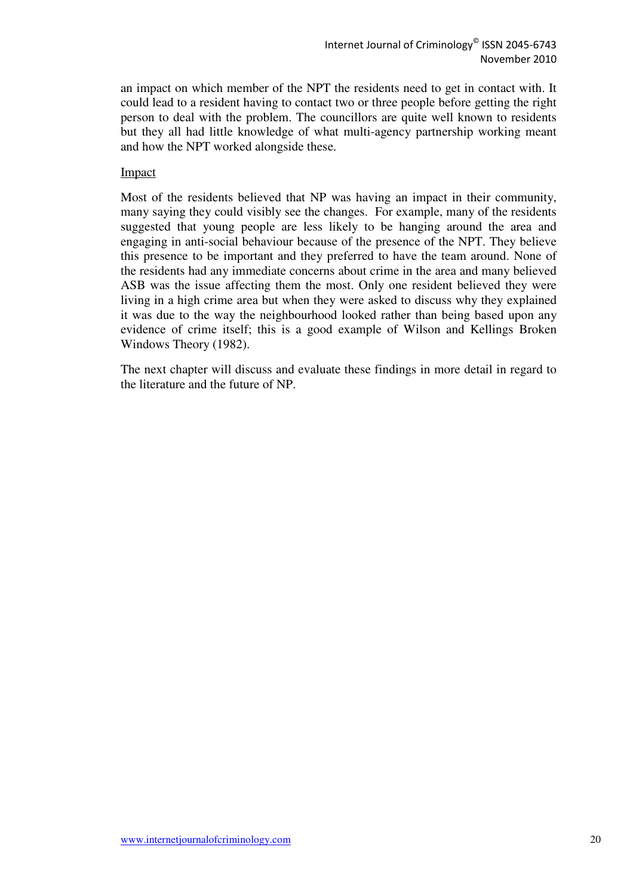an impact on which member of the NPT the residents need to get in contact with. It could lead to a resident having to contact two or three people before getting the right person to deal with the problem. The councillors are quite well known to residents but they all had little knowledge of what multi-agency partnership working meant and how the NPT worked alongside these.

Impact

Most of the residents believed that NP was having an impact in their community, many saying they could visibly see the changes. For example, many of the residents suggested that young people are less likely to be hanging around the area and engaging in anti-social behaviour because of the presence of the NPT. They believe this presence to be important and they preferred to have the team around. None of the residents had any immediate concerns about crime in the area and many believed ASB was the issue affecting them the most. Only one resident believed they were living in a high crime area but when they were asked to discuss why they explained it was due to the way the neighbourhood looked rather than being based upon any evidence of crime itself; this is a good example of Wilson and Kellings Broken Windows Theory (1982).

The next chapter will discuss and evaluate these findings in more detail in regard to the literature and the future of NP.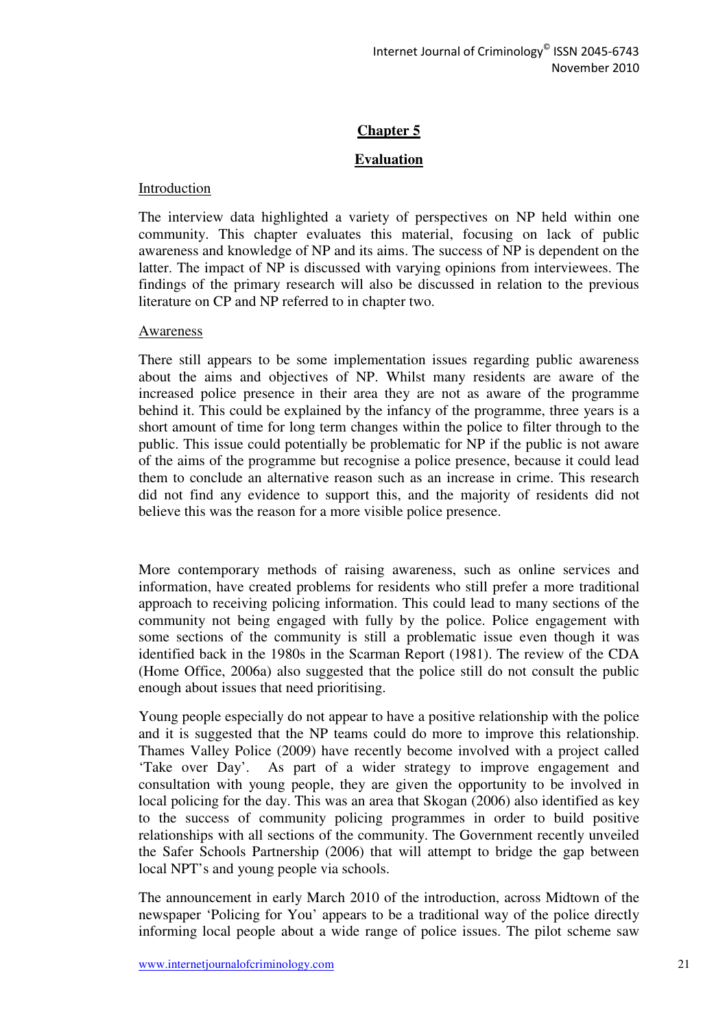# Chapter 5

## Evaluation

### Introduction

The interview data highlighted a variety of perspectives on NP held within one community. This chapter evaluates this material, focusing on lack of public awareness and knowledge of NP and its aims. The success of NP is dependent on the latter. The impact of NP is discussed with varying opinions from interviewees. The findings of the primary research will also be discussed in relation to the previous literature on CP and NP referred to in chapter two.

### Awareness

There still appears to be some implementation issues regarding public awareness about the aims and objectives of NP. Whilst many residents are aware of the increased police presence in their area they are not as aware of the programme behind it. This could be explained by the infancy of the programme, three years is a short amount of time for long term changes within the police to filter through to the public. This issue could potentially be problematic for NP if the public is not aware of the aims of the programme but recognise a police presence, because it could lead them to conclude an alternative reason such as an increase in crime. This research did not find any evidence to support this, and the majority of residents did not believe this was the reason for a more visible police presence.

More contemporary methods of raising awareness, such as online services and information, have created problems for residents who still prefer a more traditional approach to receiving policing information. This could lead to many sections of the community not being engaged with fully by the police. Police engagement with some sections of the community is still a problematic issue even though it was identified back in the 1980s in the Scarman Report (1981). The review of the CDA (Home Office, 2006a) also suggested that the police still do not consult the public enough about issues that need prioritising.

Young people especially do not appear to have a positive relationship with the police and it is suggested that the NP teams could do more to improve this relationship. Thames Valley Police (2009) have recently become involved with a project called 'Take over Day'. As part of a wider strategy to improve engagement and consultation with young people, they are given the opportunity to be involved in local policing for the day. This was an area that Skogan (2006) also identified as key to the success of community policing programmes in order to build positive relationships with all sections of the community. The Government recently unveiled the Safer Schools Partnership (2006) that will attempt to bridge the gap between local NPT's and young people via schools.

The announcement in early March 2010 of the introduction, across Midtown of the newspaper 'Policing for You' appears to be a traditional way of the police directly informing local people about a wide range of police issues. The pilot scheme saw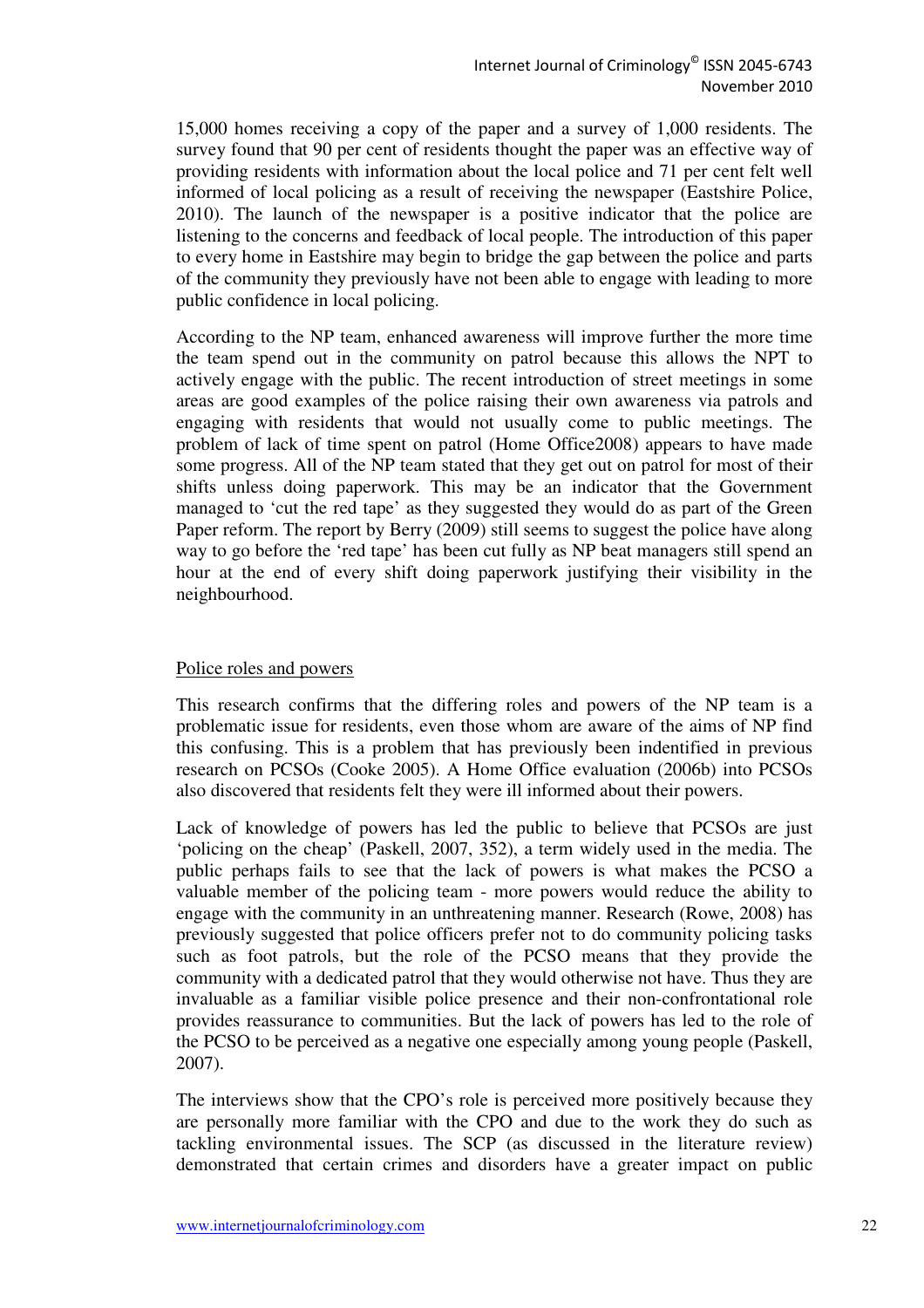15,000 homes receiving a copy of the paper and a survey of 1,000 residents. The survey found that 90 per cent of residents thought the paper was an effective way of providing residents with information about the local police and 71 per cent felt well informed of local policing as a result of receiving the newspaper (Eastshire Police, 2010). The launch of the newspaper is a positive indicator that the police are listening to the concerns and feedback of local people. The introduction of this paper to every home in Eastshire may begin to bridge the gap between the police and parts of the community they previously have not been able to engage with leading to more public confidence in local policing.

According to the NP team, enhanced awareness will improve further the more time the team spend out in the community on patrol because this allows the NPT to actively engage with the public. The recent introduction of street meetings in some areas are good examples of the police raising their own awareness via patrols and engaging with residents that would not usually come to public meetings. The problem of lack of time spent on patrol (Home Office2008) appears to have made some progress. All of the NP team stated that they get out on patrol for most of their shifts unless doing paperwork. This may be an indicator that the Government managed to 'cut the red tape' as they suggested they would do as part of the Green Paper reform. The report by Berry (2009) still seems to suggest the police have along way to go before the 'red tape' has been cut fully as NP beat managers still spend an hour at the end of every shift doing paperwork justifying their visibility in the neighbourhood.

Police roles and powers

This research confirms that the differing roles and powers of the NP team is a problematic issue for residents, even those whom are aware of the aims of NP find this confusing. This is a problem that has previously been indentified in previous research on PCSOs (Cooke 2005). A Home Office evaluation (2006b) into PCSOs also discovered that residents felt they were ill informed about their powers.

Lack of knowledge of powers has led the public to believe that PCSOs are just 'policing on the cheap' (Paskell, 2007, 352), a term widely used in the media. The public perhaps fails to see that the lack of powers is what makes the PCSO a valuable member of the policing team - more powers would reduce the ability to engage with the community in an unthreatening manner. Research (Rowe, 2008) has previously suggested that police officers prefer not to do community policing tasks such as foot patrols, but the role of the PCSO means that they provide the community with a dedicated patrol that they would otherwise not have. Thus they are invaluable as a familiar visible police presence and their non-confrontational role provides reassurance to communities. But the lack of powers has led to the role of the PCSO to be perceived as a negative one especially among young people (Paskell, 2007).

The interviews show that the CPO's role is perceived more positively because they are personally more familiar with the CPO and due to the work they do such as tackling environmental issues. The SCP (as discussed in the literature review) demonstrated that certain crimes and disorders have a greater impact on public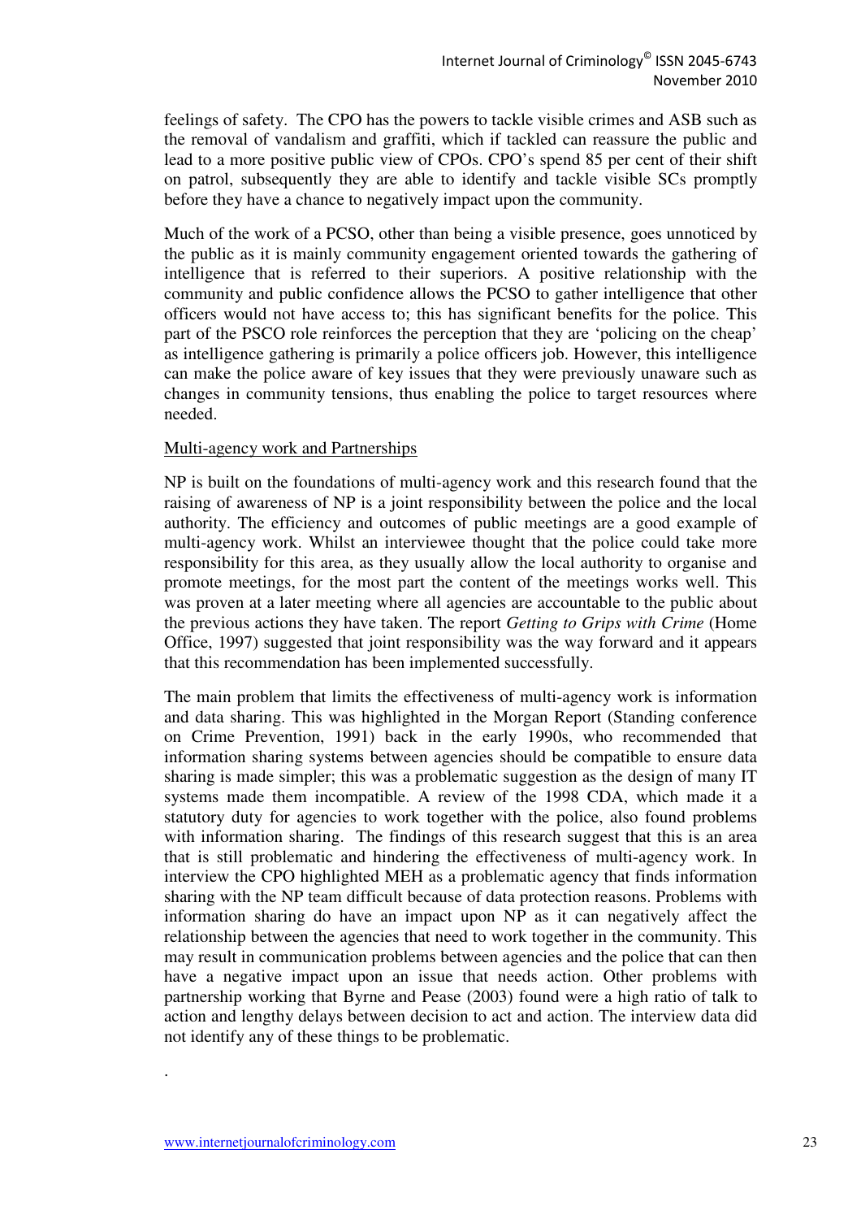feelings of safety. The CPO has the powers to tackle visible crimes and ASB such as the removal of vandalism and graffiti, which if tackled can reassure the public and lead to a more positive public view of CPOs. CPO's spend 85 per cent of their shift on patrol, subsequently they are able to identify and tackle visible SCs promptly before they have a chance to negatively impact upon the community.

Much of the work of a PCSO, other than being a visible presence, goes unnoticed by the public as it is mainly community engagement oriented towards the gathering of intelligence that is referred to their superiors. A positive relationship with the community and public confidence allows the PCSO to gather intelligence that other officers would not have access to; this has significant benefits for the police. This part of the PSCO role reinforces the perception that they are 'policing on the cheap' as intelligence gathering is primarily a police officers job. However, this intelligence can make the police aware of key issues that they were previously unaware such as changes in community tensions, thus enabling the police to target resources where needed.

<u>Multi-agency work and Partnerships</u>

NP is built on the foundations of multi-agency work and this research found that the raising of awareness of NP is a joint responsibility between the police and the local authority. The efficiency and outcomes of public meetings are a good example of multi-agency work. Whilst an interviewee thought that the police could take more responsibility for this area, as they usually allow the local authority to organise and promote meetings, for the most part the content of the meetings works well. This was proven at a later meeting where all agencies are accountable to the public about the previous actions they have taken. The report *Getting to Grips with Crime* (Home Office, 1997) suggested that joint responsibility was the way forward and it appears that this recommendation has been implemented successfully.

The main problem that limits the effectiveness of multi-agency work is information and data sharing. This was highlighted in the Morgan Report (Standing conference on Crime Prevention, 1991) back in the early 1990s, who recommended that information sharing systems between agencies should be compatible to ensure data sharing is made simpler; this was a problematic suggestion as the design of many IT systems made them incompatible. A review of the 1998 CDA, which made it a statutory duty for agencies to work together with the police, also found problems with information sharing. The findings of this research suggest that this is an area that is still problematic and hindering the effectiveness of multi-agency work. In interview the CPO highlighted MEH as a problematic agency that finds information sharing with the NP team difficult because of data protection reasons. Problems with information sharing do have an impact upon NP as it can negatively affect the relationship between the agencies that need to work together in the community. This may result in communication problems between agencies and the police that can then have a negative impact upon an issue that needs action. Other problems with partnership working that Byrne and Pease (2003) found were a high ratio of talk to action and lengthy delays between decision to act and action. The interview data did not identify any of these things to be problematic.

.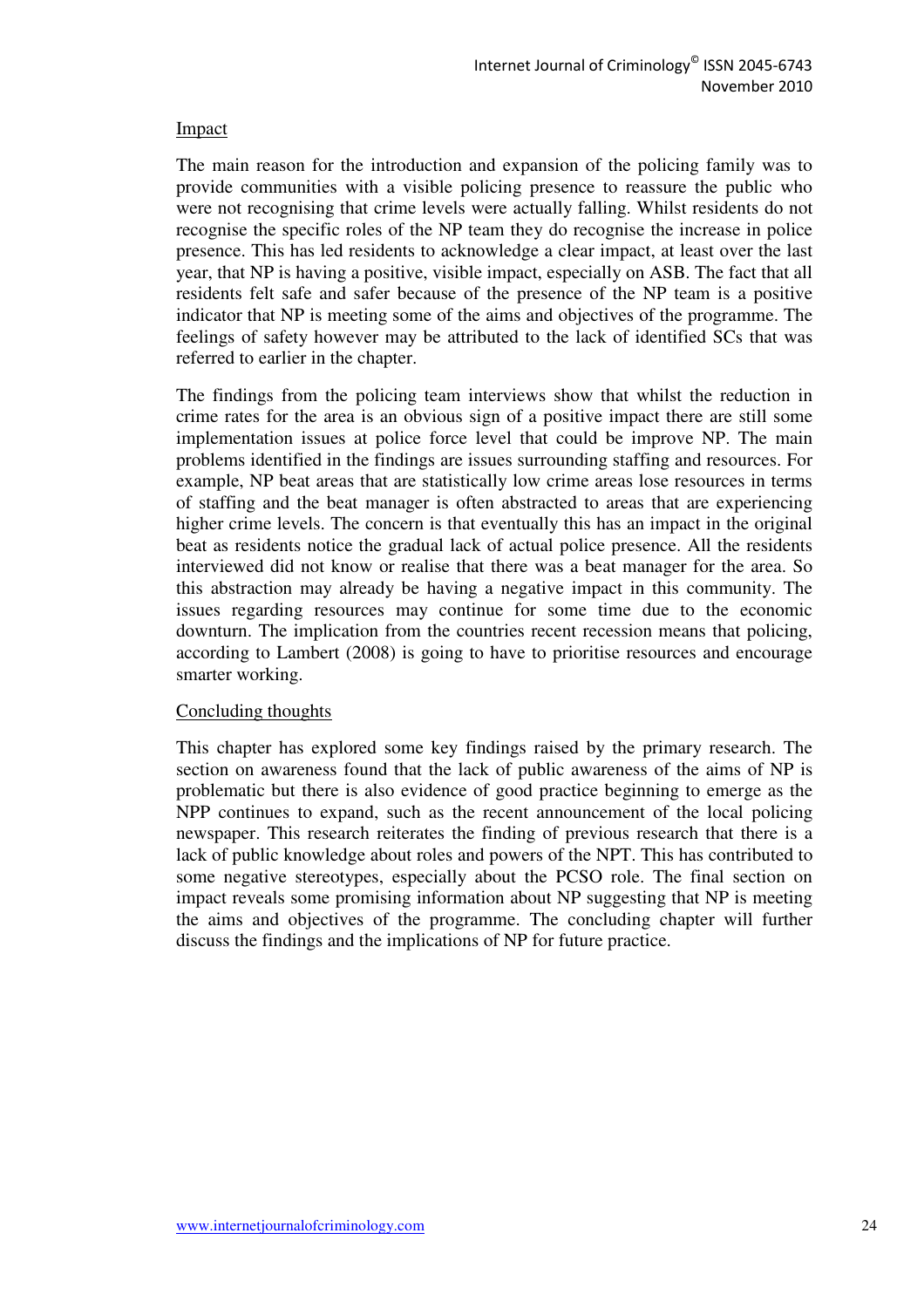Impact

The main reason for the introduction and expansion of the policing family was to provide communities with a visible policing presence to reassure the public who were not recognising that crime levels were actually falling. Whilst residents do not recognise the specific roles of the NP team they do recognise the increase in police presence. This has led residents to acknowledge a clear impact, at least over the last year, that NP is having a positive, visible impact, especially on ASB. The fact that all residents felt safe and safer because of the presence of the NP team is a positive indicator that NP is meeting some of the aims and objectives of the programme. The feelings of safety however may be attributed to the lack of identified SCs that was referred to earlier in the chapter.

The findings from the policing team interviews show that whilst the reduction in crime rates for the area is an obvious sign of a positive impact there are still some implementation issues at police force level that could be improve NP. The main problems identified in the findings are issues surrounding staffing and resources. For example, NP beat areas that are statistically low crime areas lose resources in terms of staffing and the beat manager is often abstracted to areas that are experiencing higher crime levels. The concern is that eventually this has an impact in the original beat as residents notice the gradual lack of actual police presence. All the residents interviewed did not know or realise that there was a beat manager for the area. So this abstraction may already be having a negative impact in this community. The issues regarding resources may continue for some time due to the economic downturn. The implication from the countries recent recession means that policing, according to Lambert (2008) is going to have to prioritise resources and encourage smarter working.

Concluding thoughts

This chapter has explored some key findings raised by the primary research. The section on awareness found that the lack of public awareness of the aims of NP is problematic but there is also evidence of good practice beginning to emerge as the NPP continues to expand, such as the recent announcement of the local policing newspaper. This research reiterates the finding of previous research that there is a lack of public knowledge about roles and powers of the NPT. This has contributed to some negative stereotypes, especially about the PCSO role. The final section on impact reveals some promising information about NP suggesting that NP is meeting the aims and objectives of the programme. The concluding chapter will further discuss the findings and the implications of NP for future practice.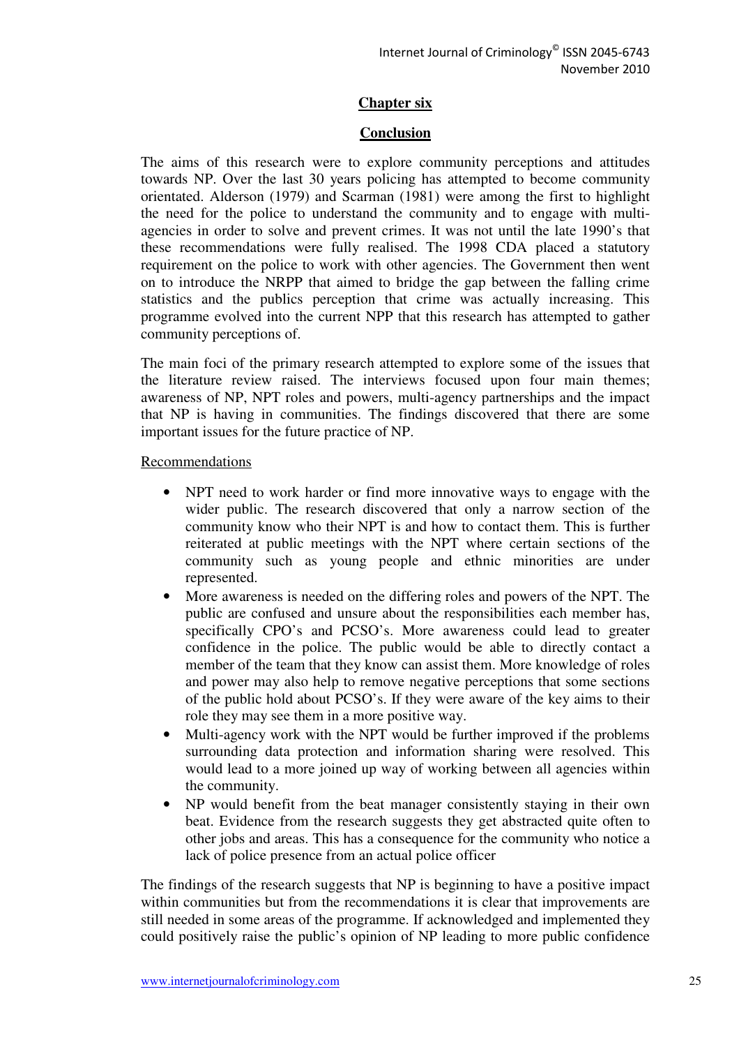## Chapter six

## Conclusion

The aims of this research were to explore community perceptions and attitudes towards NP. Over the last 30 years policing has attempted to become community orientated. Alderson (1979) and Scarman (1981) were among the first to highlight the need for the police to understand the community and to engage with multi-agencies in order to solve and prevent crimes. It was not until the late 1990's that these recommendations were fully realised. The 1998 CDA placed a statutory requirement on the police to work with other agencies. The Government then went on to introduce the NRPP that aimed to bridge the gap between the falling crime statistics and the publics perception that crime was actually increasing. This programme evolved into the current NPP that this research has attempted to gather community perceptions of.

The main foci of the primary research attempted to explore some of the issues that the literature review raised. The interviews focused upon four main themes; awareness of NP, NPT roles and powers, multi-agency partnerships and the impact that NP is having in communities. The findings discovered that there are some important issues for the future practice of NP.

Recommendations

- NPT need to work harder or find more innovative ways to engage with the wider public. The research discovered that only a narrow section of the community know who their NPT is and how to contact them. This is further reiterated at public meetings with the NPT where certain sections of the community such as young people and ethnic minorities are under represented.
- More awareness is needed on the differing roles and powers of the NPT. The public are confused and unsure about the responsibilities each member has, specifically CPO's and PCSO's. More awareness could lead to greater confidence in the police. The public would be able to directly contact a member of the team that they know can assist them. More knowledge of roles and power may also help to remove negative perceptions that some sections of the public hold about PCSO's. If they were aware of the key aims to their role they may see them in a more positive way.
- Multi-agency work with the NPT would be further improved if the problems surrounding data protection and information sharing were resolved. This would lead to a more joined up way of working between all agencies within the community.
- NP would benefit from the beat manager consistently staying in their own beat. Evidence from the research suggests they get abstracted quite often to other jobs and areas. This has a consequence for the community who notice a lack of police presence from an actual police officer

The findings of the research suggests that NP is beginning to have a positive impact within communities but from the recommendations it is clear that improvements are still needed in some areas of the programme. If acknowledged and implemented they could positively raise the public's opinion of NP leading to more public confidence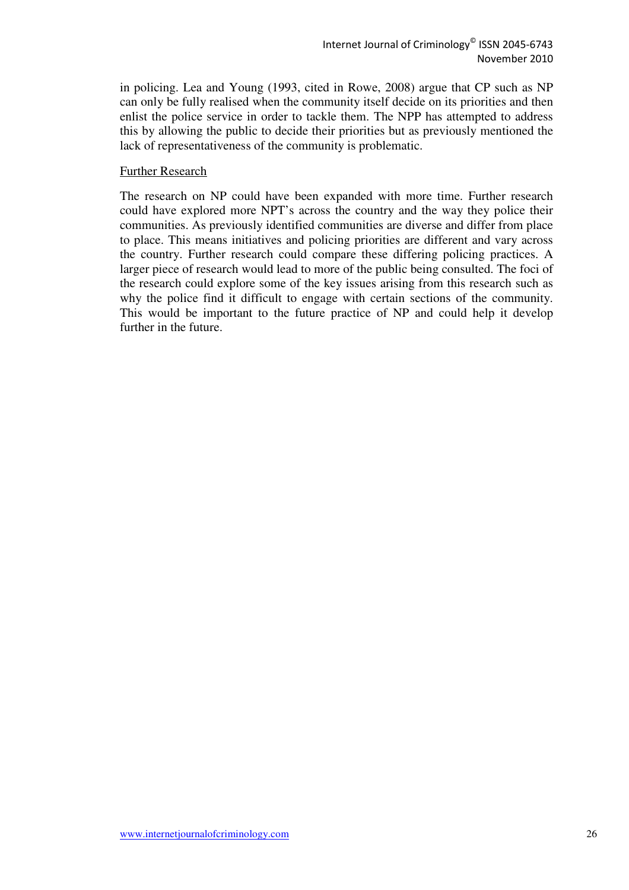in policing. Lea and Young (1993, cited in Rowe, 2008) argue that CP such as NP can only be fully realised when the community itself decide on its priorities and then enlist the police service in order to tackle them. The NPP has attempted to address this by allowing the public to decide their priorities but as previously mentioned the lack of representativeness of the community is problematic.

## Further Research

The research on NP could have been expanded with more time. Further research could have explored more NPT's across the country and the way they police their communities. As previously identified communities are diverse and differ from place to place. This means initiatives and policing priorities are different and vary across the country. Further research could compare these differing policing practices. A larger piece of research would lead to more of the public being consulted. The foci of the research could explore some of the key issues arising from this research such as why the police find it difficult to engage with certain sections of the community. This would be important to the future practice of NP and could help it develop further in the future.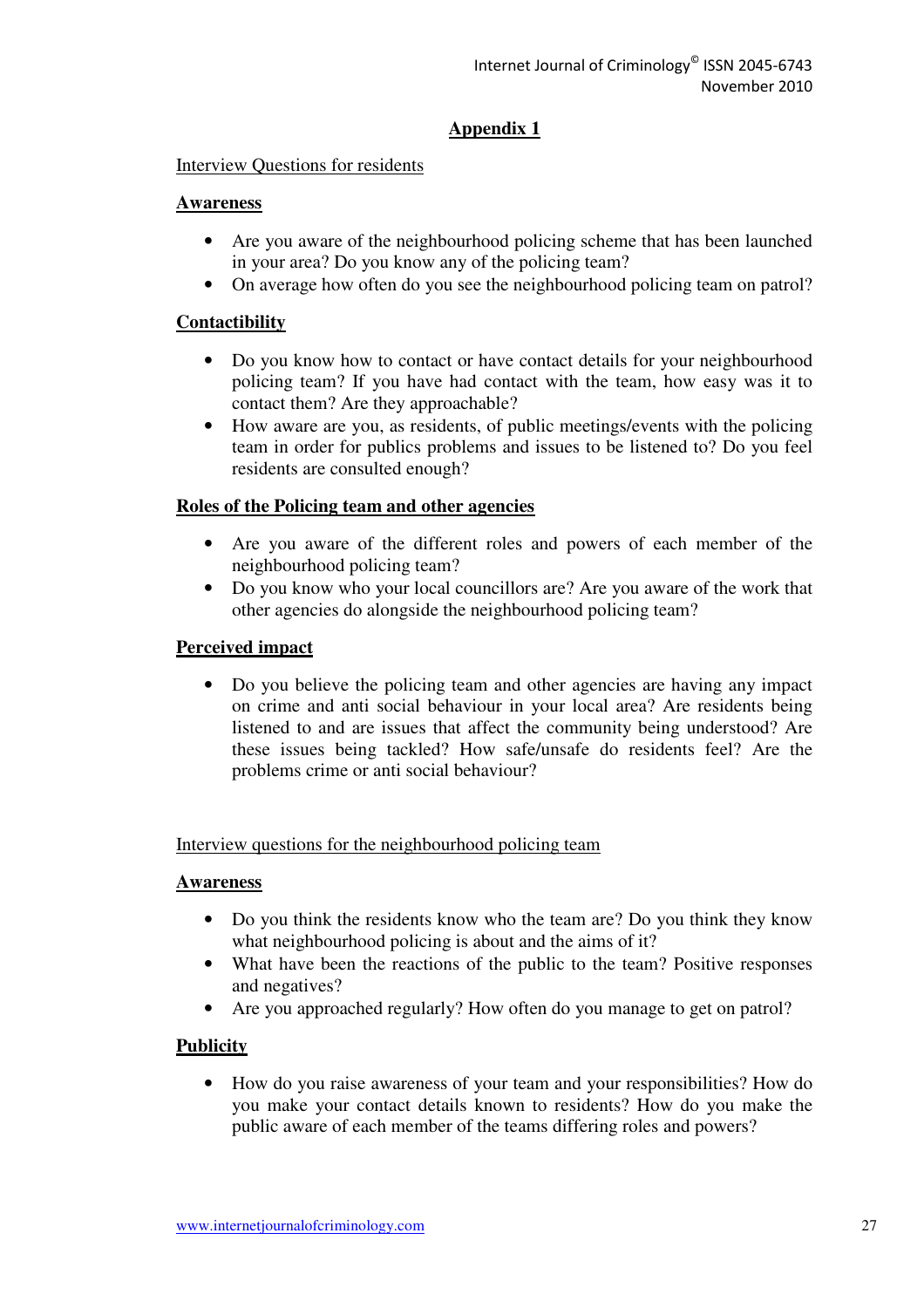# Appendix 1

Interview Questions for residents

## Awareness

- Are you aware of the neighbourhood policing scheme that has been launched in your area? Do you know any of the policing team?
- On average how often do you see the neighbourhood policing team on patrol?

## Contactibility

- Do you know how to contact or have contact details for your neighbourhood policing team? If you have had contact with the team, how easy was it to contact them? Are they approachable?
- How aware are you, as residents, of public meetings/events with the policing team in order for publics problems and issues to be listened to? Do you feel residents are consulted enough?

## Roles of the Policing team and other agencies

- Are you aware of the different roles and powers of each member of the neighbourhood policing team?
- Do you know who your local councillors are? Are you aware of the work that other agencies do alongside the neighbourhood policing team?

## Perceived impact

- Do you believe the policing team and other agencies are having any impact on crime and anti social behaviour in your local area? Are residents being listened to and are issues that affect the community being understood? Are these issues being tackled? How safe/unsafe do residents feel? Are the problems crime or anti social behaviour?

Interview questions for the neighbourhood policing team

## Awareness

- Do you think the residents know who the team are? Do you think they know what neighbourhood policing is about and the aims of it?
- What have been the reactions of the public to the team? Positive responses and negatives?
- Are you approached regularly? How often do you manage to get on patrol?

## Publicity

- How do you raise awareness of your team and your responsibilities? How do you make your contact details known to residents? How do you make the public aware of each member of the teams differing roles and powers?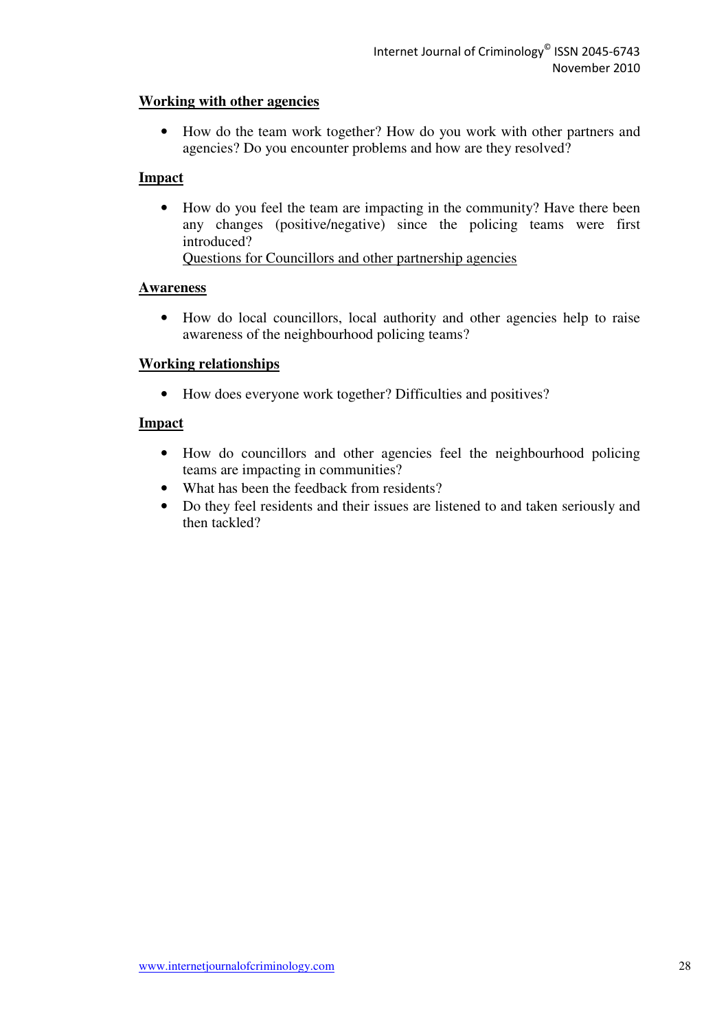**Working with other agencies**

- How do the team work together? How do you work with other partners and agencies? Do you encounter problems and how are they resolved?

**Impact**

- How do you feel the team are impacting in the community? Have there been any changes (positive/negative) since the policing teams were first introduced?
  Questions for Councillors and other partnership agencies

**Awareness**

- How do local councillors, local authority and other agencies help to raise awareness of the neighbourhood policing teams?

**Working relationships**

- How does everyone work together? Difficulties and positives?

**Impact**

- How do councillors and other agencies feel the neighbourhood policing teams are impacting in communities?
- What has been the feedback from residents?
- Do they feel residents and their issues are listened to and taken seriously and then tackled?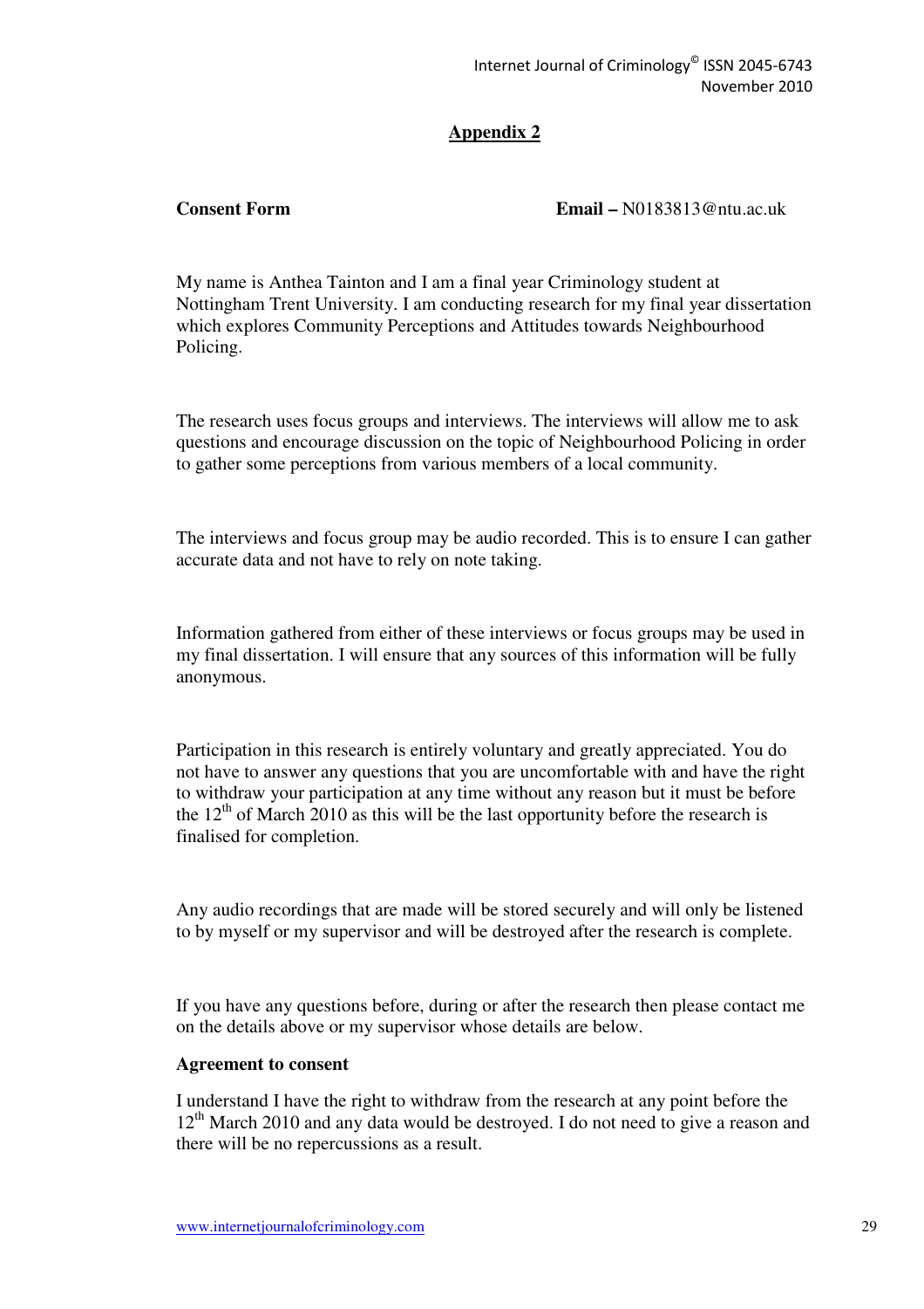## Appendix 2

**Consent Form** **Email –** N0183813@ntu.ac.uk

My name is Anthea Tainton and I am a final year Criminology student at Nottingham Trent University. I am conducting research for my final year dissertation which explores Community Perceptions and Attitudes towards Neighbourhood Policing.

The research uses focus groups and interviews. The interviews will allow me to ask questions and encourage discussion on the topic of Neighbourhood Policing in order to gather some perceptions from various members of a local community.

The interviews and focus group may be audio recorded. This is to ensure I can gather accurate data and not have to rely on note taking.

Information gathered from either of these interviews or focus groups may be used in my final dissertation. I will ensure that any sources of this information will be fully anonymous.

Participation in this research is entirely voluntary and greatly appreciated. You do not have to answer any questions that you are uncomfortable with and have the right to withdraw your participation at any time without any reason but it must be before the 12th of March 2010 as this will be the last opportunity before the research is finalised for completion.

Any audio recordings that are made will be stored securely and will only be listened to by myself or my supervisor and will be destroyed after the research is complete.

If you have any questions before, during or after the research then please contact me on the details above or my supervisor whose details are below.

**Agreement to consent**

I understand I have the right to withdraw from the research at any point before the 12th March 2010 and any data would be destroyed. I do not need to give a reason and there will be no repercussions as a result.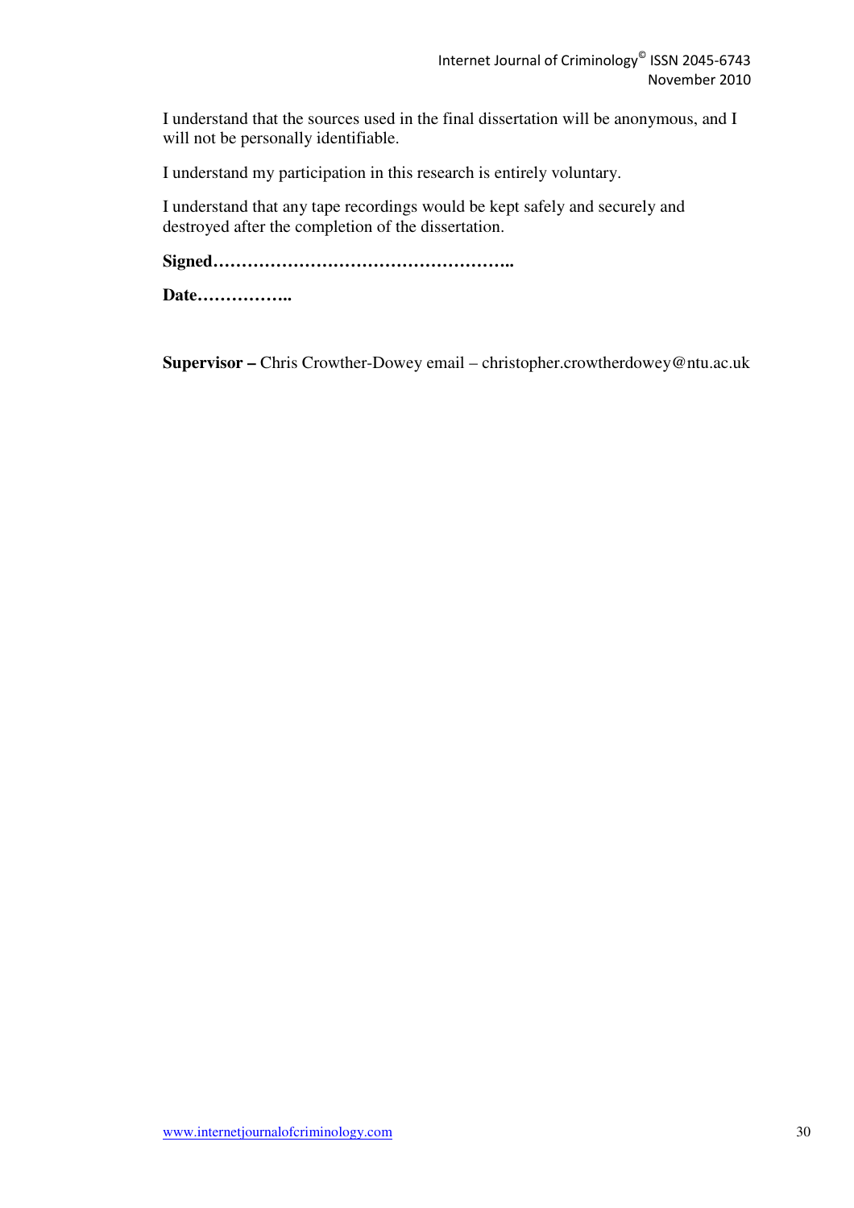I understand that the sources used in the final dissertation will be anonymous, and I will not be personally identifiable.

I understand my participation in this research is entirely voluntary.

I understand that any tape recordings would be kept safely and securely and destroyed after the completion of the dissertation.

**Signed……………………………………………..**

**Date……………..**

**Supervisor –** Chris Crowther-Dowey email – christopher.crowtherdowey@ntu.ac.uk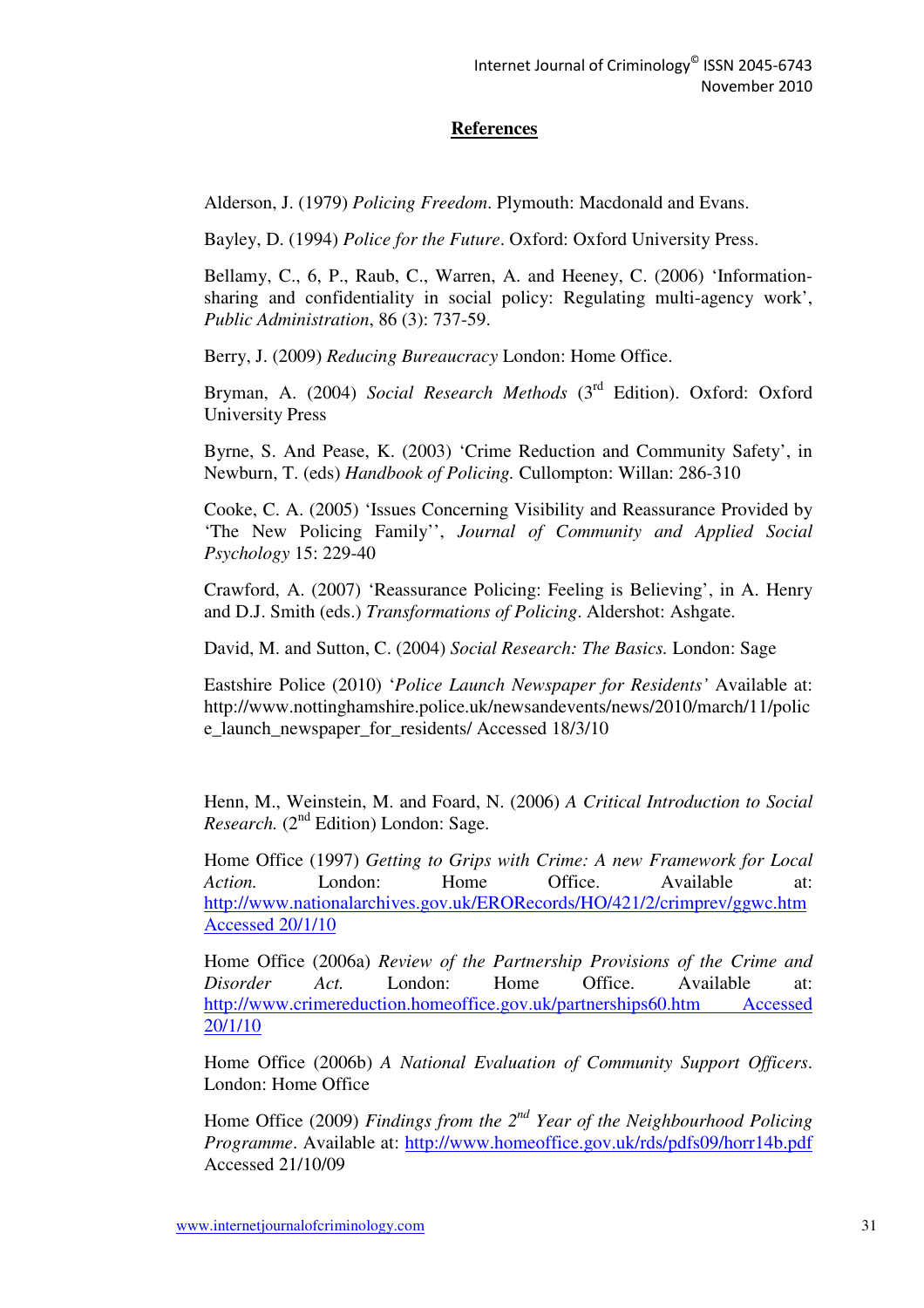# References

Alderson, J. (1979) *Policing Freedom*. Plymouth: Macdonald and Evans.

Bayley, D. (1994) *Police for the Future*. Oxford: Oxford University Press.

Bellamy, C., 6, P., Raub, C., Warren, A. and Heeney, C. (2006) 'Information-sharing and confidentiality in social policy: Regulating multi-agency work', *Public Administration*, 86 (3): 737-59.

Berry, J. (2009) *Reducing Bureaucracy* London: Home Office.

Bryman, A. (2004) *Social Research Methods* (3rd Edition). Oxford: Oxford University Press

Byrne, S. And Pease, K. (2003) 'Crime Reduction and Community Safety', in Newburn, T. (eds) *Handbook of Policing.* Cullompton: Willan: 286-310

Cooke, C. A. (2005) 'Issues Concerning Visibility and Reassurance Provided by 'The New Policing Family'', *Journal of Community and Applied Social Psychology* 15: 229-40

Crawford, A. (2007) 'Reassurance Policing: Feeling is Believing', in A. Henry and D.J. Smith (eds.) *Transformations of Policing*. Aldershot: Ashgate.

David, M. and Sutton, C. (2004) *Social Research: The Basics.* London: Sage

Eastshire Police (2010) '*Police Launch Newspaper for Residents'* Available at: http://www.nottinghamshire.police.uk/newsandevents/news/2010/march/11/police_launch_newspaper_for_residents/ Accessed 18/3/10

Henn, M., Weinstein, M. and Foard, N. (2006) *A Critical Introduction to Social Research.* (2nd Edition) London: Sage.

Home Office (1997) *Getting to Grips with Crime: A new Framework for Local Action.* London: Home Office. Available at: http://www.nationalarchives.gov.uk/ERORecords/HO/421/2/crimprev/ggwc.htm Accessed 20/1/10

Home Office (2006a) *Review of the Partnership Provisions of the Crime and Disorder Act.* London: Home Office. Available at: http://www.crimereduction.homeoffice.gov.uk/partnerships60.htm Accessed 20/1/10

Home Office (2006b) *A National Evaluation of Community Support Officers*. London: Home Office

Home Office (2009) *Findings from the 2nd Year of the Neighbourhood Policing Programme*. Available at: http://www.homeoffice.gov.uk/rds/pdfs09/horr14b.pdf Accessed 21/10/09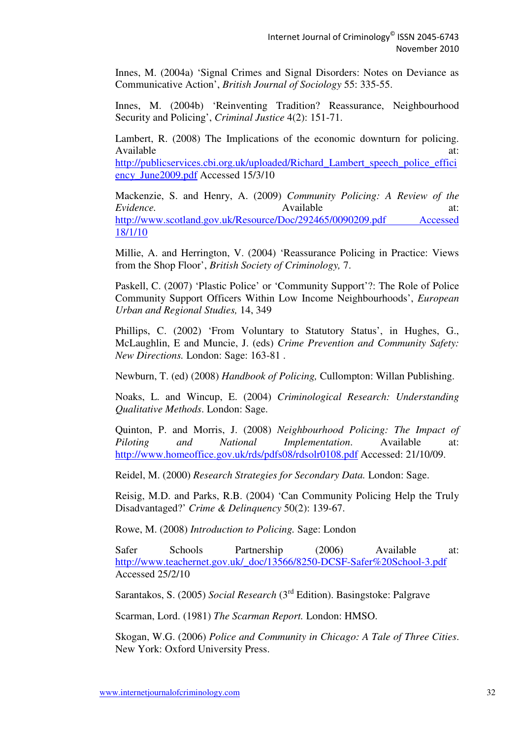Innes, M. (2004a) 'Signal Crimes and Signal Disorders: Notes on Deviance as Communicative Action', *British Journal of Sociology* 55: 335-55.

Innes, M. (2004b) 'Reinventing Tradition? Reassurance, Neighbourhood Security and Policing', *Criminal Justice* 4(2): 151-71.

Lambert, R. (2008) The Implications of the economic downturn for policing. Available at: http://publicservices.cbi.org.uk/uploaded/Richard_Lambert_speech_police_efficiency_June2009.pdf Accessed 15/3/10

Mackenzie, S. and Henry, A. (2009) *Community Policing: A Review of the Evidence.* Available at: http://www.scotland.gov.uk/Resource/Doc/292465/0090209.pdf Accessed 18/1/10

Millie, A. and Herrington, V. (2004) 'Reassurance Policing in Practice: Views from the Shop Floor', *British Society of Criminology,* 7.

Paskell, C. (2007) 'Plastic Police' or 'Community Support'?: The Role of Police Community Support Officers Within Low Income Neighbourhoods', *European Urban and Regional Studies,* 14, 349

Phillips, C. (2002) 'From Voluntary to Statutory Status', in Hughes, G., McLaughlin, E and Muncie, J. (eds) *Crime Prevention and Community Safety: New Directions.* London: Sage: 163-81 .

Newburn, T. (ed) (2008) *Handbook of Policing,* Cullompton: Willan Publishing.

Noaks, L. and Wincup, E. (2004) *Criminological Research: Understanding Qualitative Methods*. London: Sage.

Quinton, P. and Morris, J. (2008) *Neighbourhood Policing: The Impact of Piloting and National Implementation.* Available at: http://www.homeoffice.gov.uk/rds/pdfs08/rdsolr0108.pdf Accessed: 21/10/09.

Reidel, M. (2000) *Research Strategies for Secondary Data.* London: Sage.

Reisig, M.D. and Parks, R.B. (2004) 'Can Community Policing Help the Truly Disadvantaged?' *Crime & Delinquency* 50(2): 139-67.

Rowe, M. (2008) *Introduction to Policing.* Sage: London

Safer Schools Partnership (2006) Available at: http://www.teachernet.gov.uk/_doc/13566/8250-DCSF-Safer%20School-3.pdf Accessed 25/2/10

Sarantakos, S. (2005) *Social Research* (3rd Edition). Basingstoke: Palgrave

Scarman, Lord. (1981) *The Scarman Report.* London: HMSO.

Skogan, W.G. (2006) *Police and Community in Chicago: A Tale of Three Cities*. New York: Oxford University Press.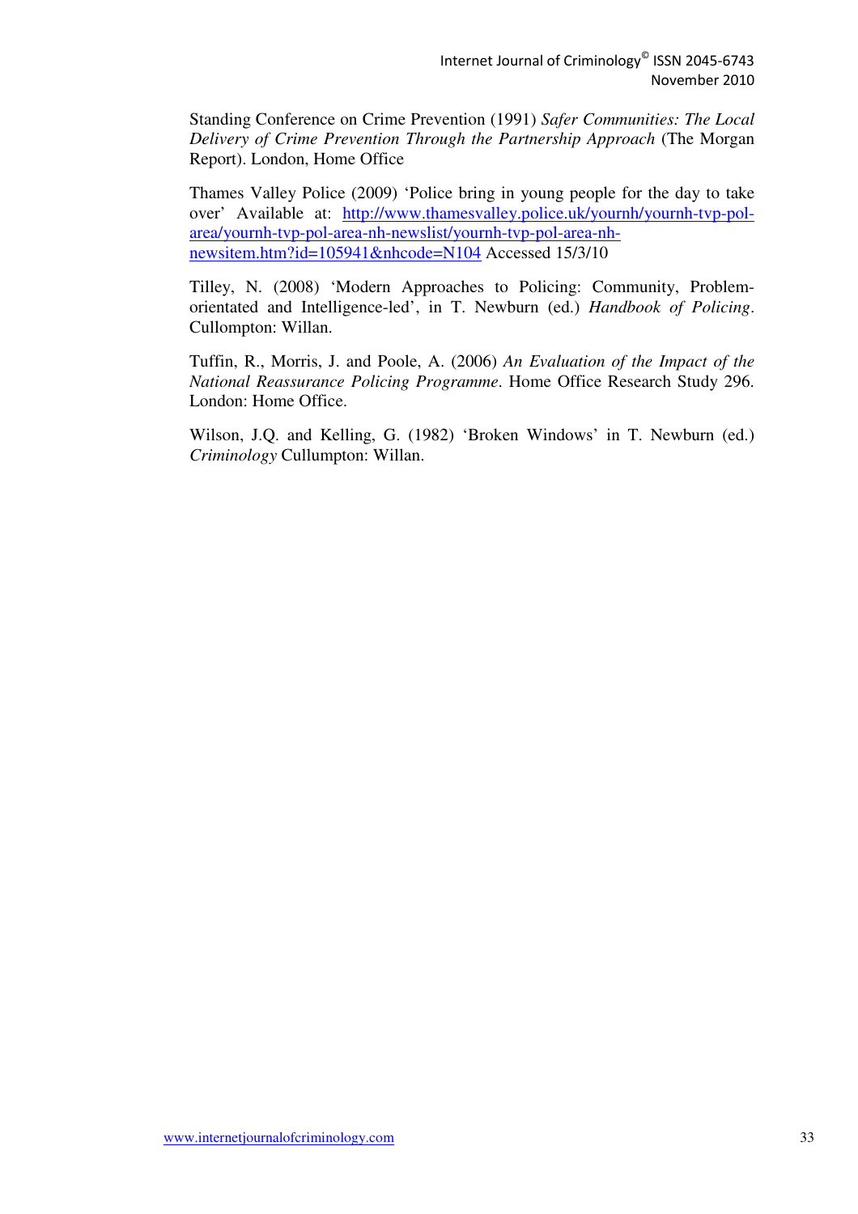Standing Conference on Crime Prevention (1991) *Safer Communities: The Local Delivery of Crime Prevention Through the Partnership Approach* (The Morgan Report). London, Home Office

Thames Valley Police (2009) 'Police bring in young people for the day to take over' Available at: http://www.thamesvalley.police.uk/yournh/yournh-tvp-pol-area/yournh-tvp-pol-area-nh-newslist/yournh-tvp-pol-area-nh-newsitem.htm?id=105941&nhcode=N104 Accessed 15/3/10

Tilley, N. (2008) 'Modern Approaches to Policing: Community, Problem-orientated and Intelligence-led', in T. Newburn (ed.) *Handbook of Policing*. Cullompton: Willan.

Tuffin, R., Morris, J. and Poole, A. (2006) *An Evaluation of the Impact of the National Reassurance Policing Programme*. Home Office Research Study 296. London: Home Office.

Wilson, J.Q. and Kelling, G. (1982) 'Broken Windows' in T. Newburn (ed.) *Criminology* Cullumpton: Willan.